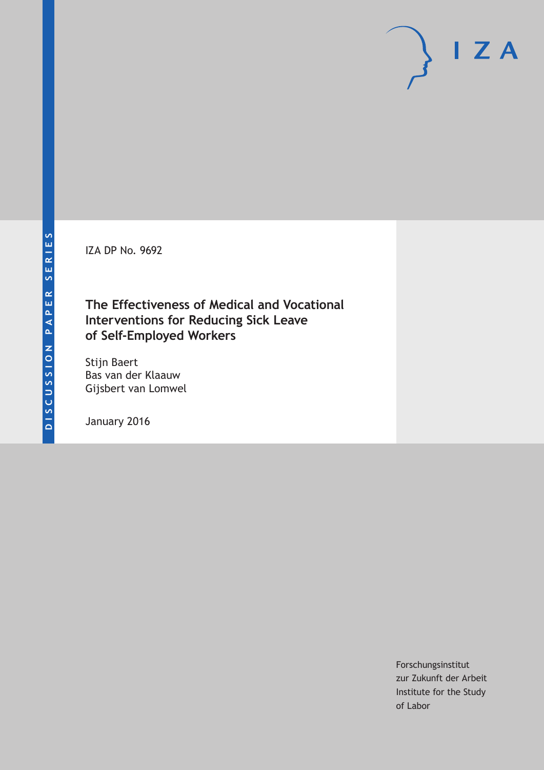IZA DP No. 9692

# The Effectiveness of Medical and Vocational Interventions for Reducing Sick Leave of Self-Employed Workers

Stijn Baert
Bas van der Klaauw
Gijsbert van Lomwel

January 2016

Forschungsinstitut
zur Zukunft der Arbeit
Institute for the Study
of Labor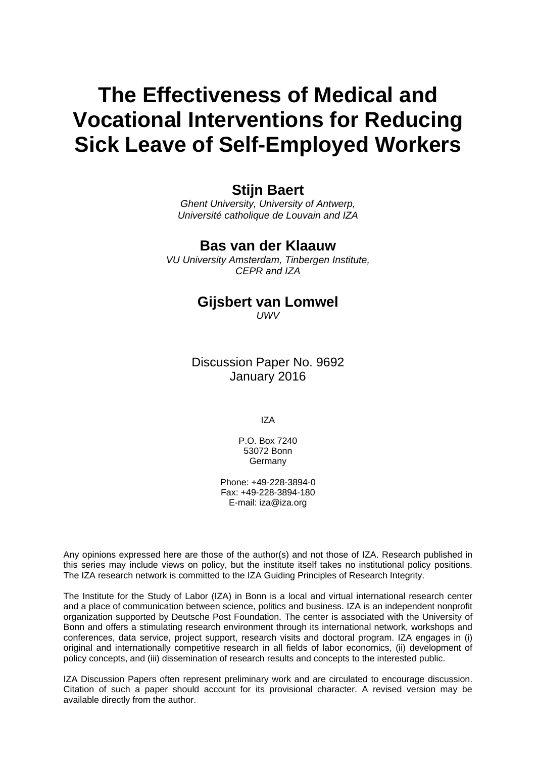# The Effectiveness of Medical and Vocational Interventions for Reducing Sick Leave of Self-Employed Workers

**Stijn Baert**

*Ghent University, University of Antwerp, Université catholique de Louvain and IZA*

**Bas van der Klaauw**

*VU University Amsterdam, Tinbergen Institute, CEPR and IZA*

**Gijsbert van Lomwel**

*UWV*

Discussion Paper No. 9692
January 2016

IZA

P.O. Box 7240
53072 Bonn
Germany

Phone: +49-228-3894-0
Fax: +49-228-3894-180
E-mail: iza@iza.org

Any opinions expressed here are those of the author(s) and not those of IZA. Research published in this series may include views on policy, but the institute itself takes no institutional policy positions. The IZA research network is committed to the IZA Guiding Principles of Research Integrity.

The Institute for the Study of Labor (IZA) in Bonn is a local and virtual international research center and a place of communication between science, politics and business. IZA is an independent nonprofit organization supported by Deutsche Post Foundation. The center is associated with the University of Bonn and offers a stimulating research environment through its international network, workshops and conferences, data service, project support, research visits and doctoral program. IZA engages in (i) original and internationally competitive research in all fields of labor economics, (ii) development of policy concepts, and (iii) dissemination of research results and concepts to the interested public.

IZA Discussion Papers often represent preliminary work and are circulated to encourage discussion. Citation of such a paper should account for its provisional character. A revised version may be available directly from the author.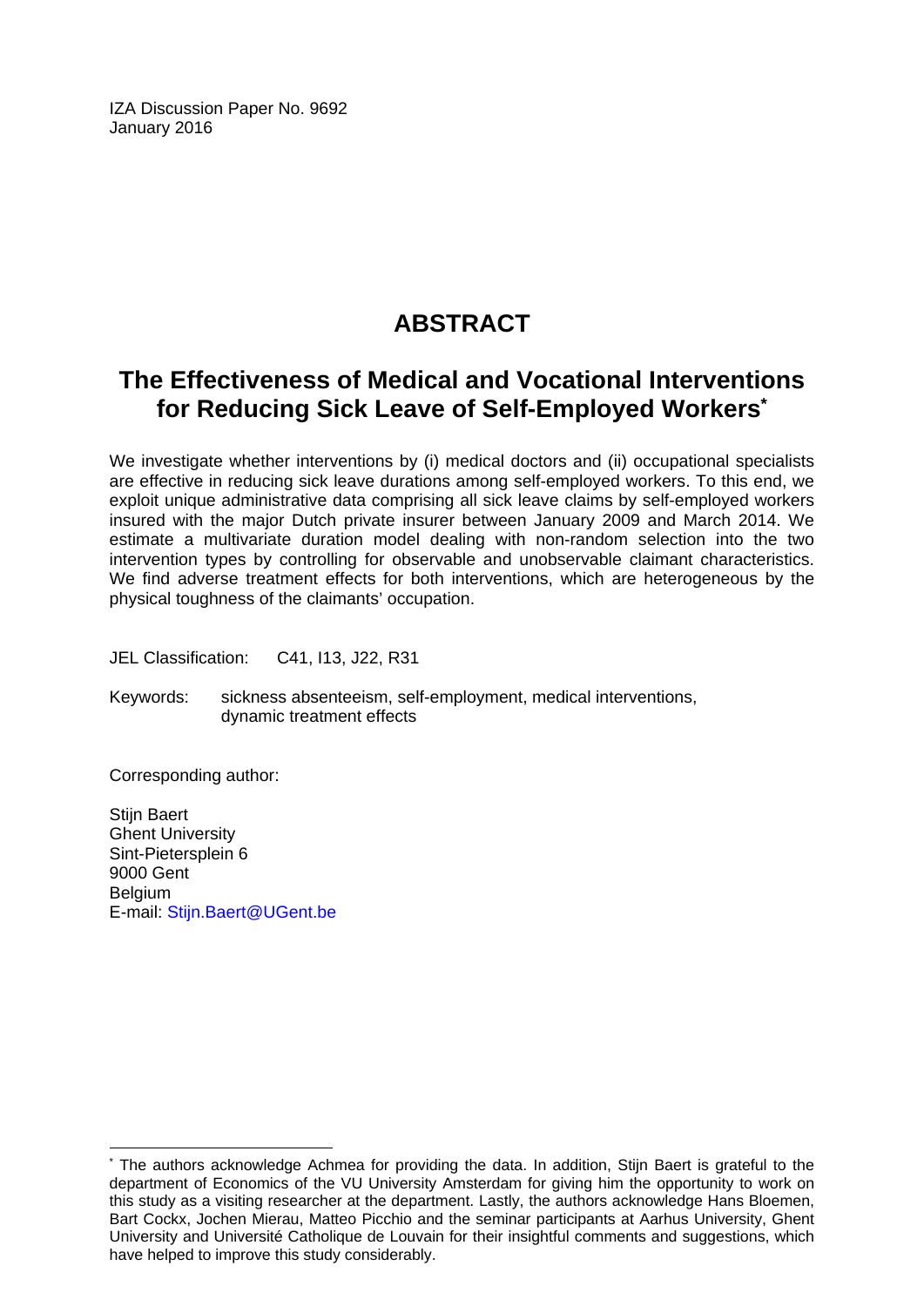IZA Discussion Paper No. 9692
January 2016

# ABSTRACT

## The Effectiveness of Medical and Vocational Interventions for Reducing Sick Leave of Self-Employed Workers*

We investigate whether interventions by (i) medical doctors and (ii) occupational specialists are effective in reducing sick leave durations among self-employed workers. To this end, we exploit unique administrative data comprising all sick leave claims by self-employed workers insured with the major Dutch private insurer between January 2009 and March 2014. We estimate a multivariate duration model dealing with non-random selection into the two intervention types by controlling for observable and unobservable claimant characteristics. We find adverse treatment effects for both interventions, which are heterogeneous by the physical toughness of the claimants' occupation.

JEL Classification: C41, I13, J22, R31

Keywords: sickness absenteeism, self-employment, medical interventions, dynamic treatment effects

Corresponding author:

Stijn Baert
Ghent University
Sint-Pietersplein 6
9000 Gent
Belgium
E-mail: Stijn.Baert@UGent.be

* The authors acknowledge Achmea for providing the data. In addition, Stijn Baert is grateful to the department of Economics of the VU University Amsterdam for giving him the opportunity to work on this study as a visiting researcher at the department. Lastly, the authors acknowledge Hans Bloemen, Bart Cockx, Jochen Mierau, Matteo Picchio and the seminar participants at Aarhus University, Ghent University and Université Catholique de Louvain for their insightful comments and suggestions, which have helped to improve this study considerably.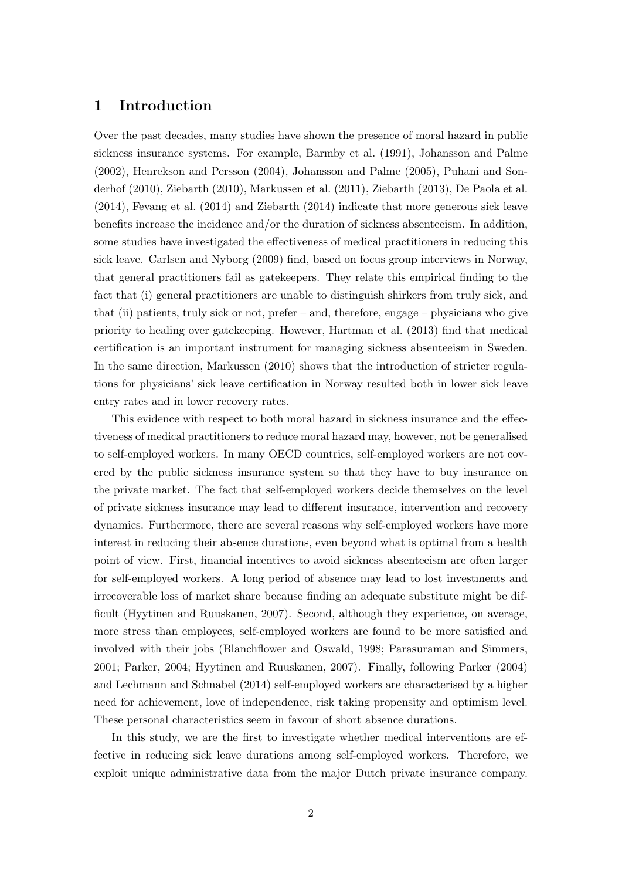# 1 Introduction

Over the past decades, many studies have shown the presence of moral hazard in public sickness insurance systems. For example, Barmby et al. (1991), Johansson and Palme (2002), Henrekson and Persson (2004), Johansson and Palme (2005), Puhani and Sonderhof (2010), Ziebarth (2010), Markussen et al. (2011), Ziebarth (2013), De Paola et al. (2014), Fevang et al. (2014) and Ziebarth (2014) indicate that more generous sick leave benefits increase the incidence and/or the duration of sickness absenteeism. In addition, some studies have investigated the effectiveness of medical practitioners in reducing this sick leave. Carlsen and Nyborg (2009) find, based on focus group interviews in Norway, that general practitioners fail as gatekeepers. They relate this empirical finding to the fact that (i) general practitioners are unable to distinguish shirkers from truly sick, and that (ii) patients, truly sick or not, prefer – and, therefore, engage – physicians who give priority to healing over gatekeeping. However, Hartman et al. (2013) find that medical certification is an important instrument for managing sickness absenteeism in Sweden. In the same direction, Markussen (2010) shows that the introduction of stricter regulations for physicians' sick leave certification in Norway resulted both in lower sick leave entry rates and in lower recovery rates.

This evidence with respect to both moral hazard in sickness insurance and the effectiveness of medical practitioners to reduce moral hazard may, however, not be generalised to self-employed workers. In many OECD countries, self-employed workers are not covered by the public sickness insurance system so that they have to buy insurance on the private market. The fact that self-employed workers decide themselves on the level of private sickness insurance may lead to different insurance, intervention and recovery dynamics. Furthermore, there are several reasons why self-employed workers have more interest in reducing their absence durations, even beyond what is optimal from a health point of view. First, financial incentives to avoid sickness absenteeism are often larger for self-employed workers. A long period of absence may lead to lost investments and irrecoverable loss of market share because finding an adequate substitute might be difficult (Hyytinen and Ruuskanen, 2007). Second, although they experience, on average, more stress than employees, self-employed workers are found to be more satisfied and involved with their jobs (Blanchflower and Oswald, 1998; Parasuraman and Simmers, 2001; Parker, 2004; Hyytinen and Ruuskanen, 2007). Finally, following Parker (2004) and Lechmann and Schnabel (2014) self-employed workers are characterised by a higher need for achievement, love of independence, risk taking propensity and optimism level. These personal characteristics seem in favour of short absence durations.

In this study, we are the first to investigate whether medical interventions are effective in reducing sick leave durations among self-employed workers. Therefore, we exploit unique administrative data from the major Dutch private insurance company.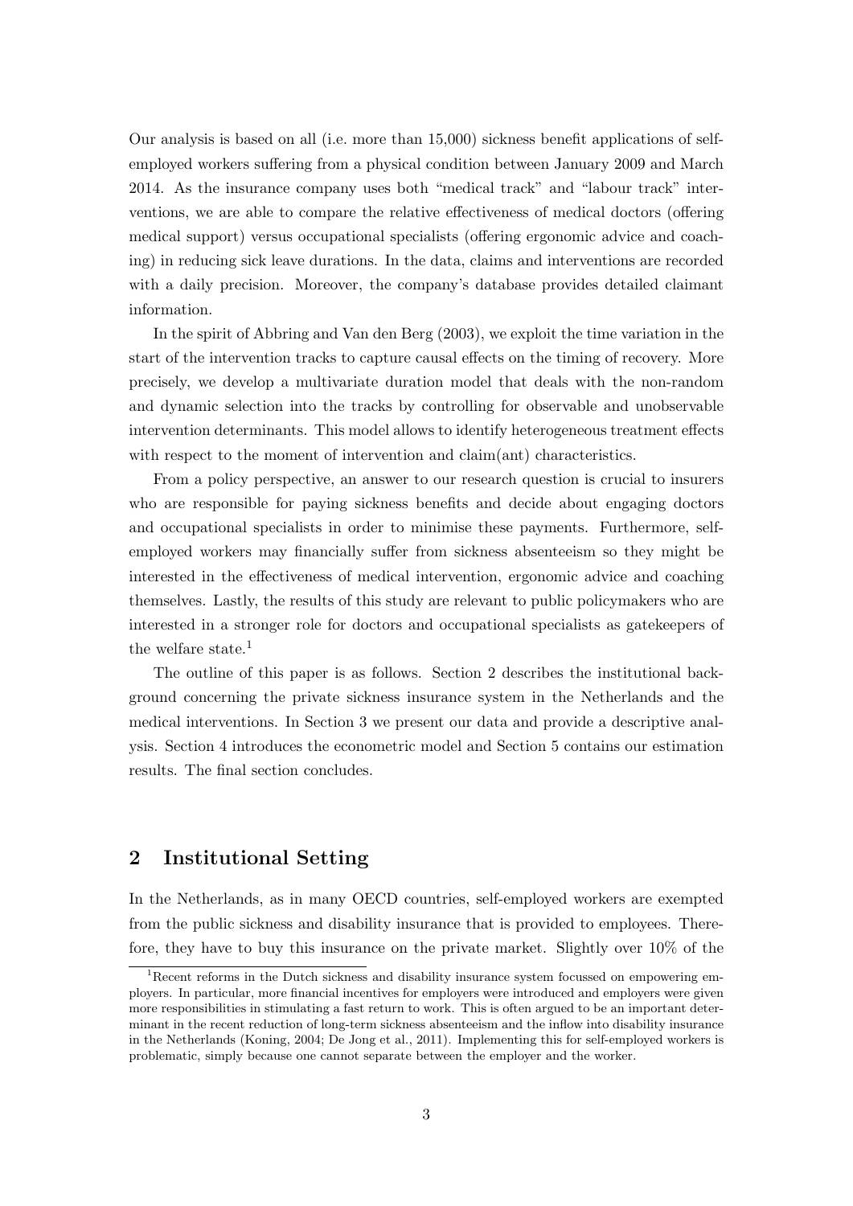Our analysis is based on all (i.e. more than 15,000) sickness benefit applications of self-employed workers suffering from a physical condition between January 2009 and March 2014. As the insurance company uses both "medical track" and "labour track" interventions, we are able to compare the relative effectiveness of medical doctors (offering medical support) versus occupational specialists (offering ergonomic advice and coaching) in reducing sick leave durations. In the data, claims and interventions are recorded with a daily precision. Moreover, the company's database provides detailed claimant information.

In the spirit of Abbring and Van den Berg (2003), we exploit the time variation in the start of the intervention tracks to capture causal effects on the timing of recovery. More precisely, we develop a multivariate duration model that deals with the non-random and dynamic selection into the tracks by controlling for observable and unobservable intervention determinants. This model allows to identify heterogeneous treatment effects with respect to the moment of intervention and claim(ant) characteristics.

From a policy perspective, an answer to our research question is crucial to insurers who are responsible for paying sickness benefits and decide about engaging doctors and occupational specialists in order to minimise these payments. Furthermore, self-employed workers may financially suffer from sickness absenteeism so they might be interested in the effectiveness of medical intervention, ergonomic advice and coaching themselves. Lastly, the results of this study are relevant to public policymakers who are interested in a stronger role for doctors and occupational specialists as gatekeepers of the welfare state.[1]

The outline of this paper is as follows. Section 2 describes the institutional background concerning the private sickness insurance system in the Netherlands and the medical interventions. In Section 3 we present our data and provide a descriptive analysis. Section 4 introduces the econometric model and Section 5 contains our estimation results. The final section concludes.

## 2 Institutional Setting

In the Netherlands, as in many OECD countries, self-employed workers are exempted from the public sickness and disability insurance that is provided to employees. Therefore, they have to buy this insurance on the private market. Slightly over 10% of the

[1] Recent reforms in the Dutch sickness and disability insurance system focussed on empowering employers. In particular, more financial incentives for employers were introduced and employers were given more responsibilities in stimulating a fast return to work. This is often argued to be an important determinant in the recent reduction of long-term sickness absenteeism and the inflow into disability insurance in the Netherlands (Koning, 2004; De Jong et al., 2011). Implementing this for self-employed workers is problematic, simply because one cannot separate between the employer and the worker.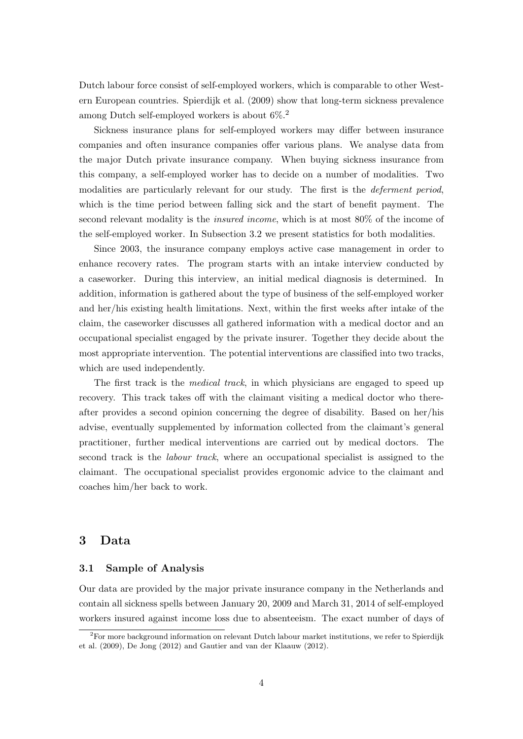Dutch labour force consist of self-employed workers, which is comparable to other Western European countries. Spierdijk et al. (2009) show that long-term sickness prevalence among Dutch self-employed workers is about 6%.[2]

Sickness insurance plans for self-employed workers may differ between insurance companies and often insurance companies offer various plans. We analyse data from the major Dutch private insurance company. When buying sickness insurance from this company, a self-employed worker has to decide on a number of modalities. Two modalities are particularly relevant for our study. The first is the *deferment period*, which is the time period between falling sick and the start of benefit payment. The second relevant modality is the *insured income*, which is at most 80% of the income of the self-employed worker. In Subsection 3.2 we present statistics for both modalities.

Since 2003, the insurance company employs active case management in order to enhance recovery rates. The program starts with an intake interview conducted by a caseworker. During this interview, an initial medical diagnosis is determined. In addition, information is gathered about the type of business of the self-employed worker and her/his existing health limitations. Next, within the first weeks after intake of the claim, the caseworker discusses all gathered information with a medical doctor and an occupational specialist engaged by the private insurer. Together they decide about the most appropriate intervention. The potential interventions are classified into two tracks, which are used independently.

The first track is the *medical track*, in which physicians are engaged to speed up recovery. This track takes off with the claimant visiting a medical doctor who thereafter provides a second opinion concerning the degree of disability. Based on her/his advise, eventually supplemented by information collected from the claimant's general practitioner, further medical interventions are carried out by medical doctors. The second track is the *labour track*, where an occupational specialist is assigned to the claimant. The occupational specialist provides ergonomic advice to the claimant and coaches him/her back to work.

# 3 Data

## 3.1 Sample of Analysis

Our data are provided by the major private insurance company in the Netherlands and contain all sickness spells between January 20, 2009 and March 31, 2014 of self-employed workers insured against income loss due to absenteeism. The exact number of days of

[2] For more background information on relevant Dutch labour market institutions, we refer to Spierdijk et al. (2009), De Jong (2012) and Gautier and van der Klaauw (2012).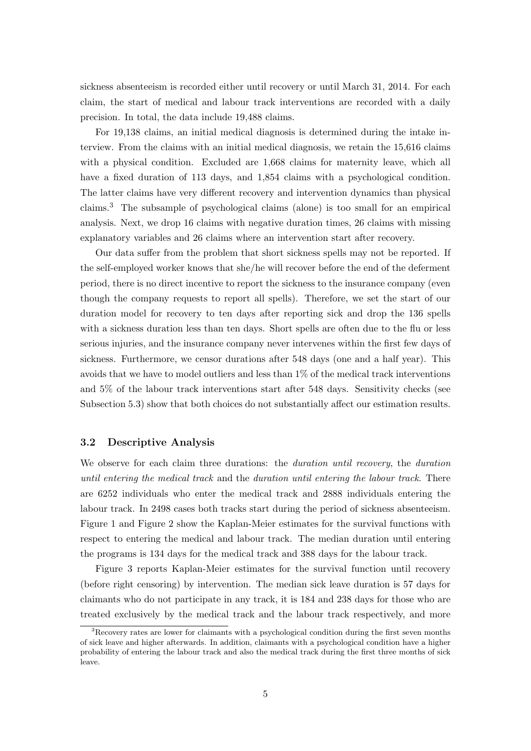sickness absenteeism is recorded either until recovery or until March 31, 2014. For each claim, the start of medical and labour track interventions are recorded with a daily precision. In total, the data include 19,488 claims.

For 19,138 claims, an initial medical diagnosis is determined during the intake interview. From the claims with an initial medical diagnosis, we retain the 15,616 claims with a physical condition. Excluded are 1,668 claims for maternity leave, which all have a fixed duration of 113 days, and 1,854 claims with a psychological condition. The latter claims have very different recovery and intervention dynamics than physical claims.[3] The subsample of psychological claims (alone) is too small for an empirical analysis. Next, we drop 16 claims with negative duration times, 26 claims with missing explanatory variables and 26 claims where an intervention start after recovery.

Our data suffer from the problem that short sickness spells may not be reported. If the self-employed worker knows that she/he will recover before the end of the deferment period, there is no direct incentive to report the sickness to the insurance company (even though the company requests to report all spells). Therefore, we set the start of our duration model for recovery to ten days after reporting sick and drop the 136 spells with a sickness duration less than ten days. Short spells are often due to the flu or less serious injuries, and the insurance company never intervenes within the first few days of sickness. Furthermore, we censor durations after 548 days (one and a half year). This avoids that we have to model outliers and less than 1% of the medical track interventions and 5% of the labour track interventions start after 548 days. Sensitivity checks (see Subsection 5.3) show that both choices do not substantially affect our estimation results.

### 3.2 Descriptive Analysis

We observe for each claim three durations: the *duration until recovery*, the *duration until entering the medical track* and the *duration until entering the labour track*. There are 6252 individuals who enter the medical track and 2888 individuals entering the labour track. In 2498 cases both tracks start during the period of sickness absenteeism. Figure 1 and Figure 2 show the Kaplan-Meier estimates for the survival functions with respect to entering the medical and labour track. The median duration until entering the programs is 134 days for the medical track and 388 days for the labour track.

Figure 3 reports Kaplan-Meier estimates for the survival function until recovery (before right censoring) by intervention. The median sick leave duration is 57 days for claimants who do not participate in any track, it is 184 and 238 days for those who are treated exclusively by the medical track and the labour track respectively, and more

[3] Recovery rates are lower for claimants with a psychological condition during the first seven months of sick leave and higher afterwards. In addition, claimants with a psychological condition have a higher probability of entering the labour track and also the medical track during the first three months of sick leave.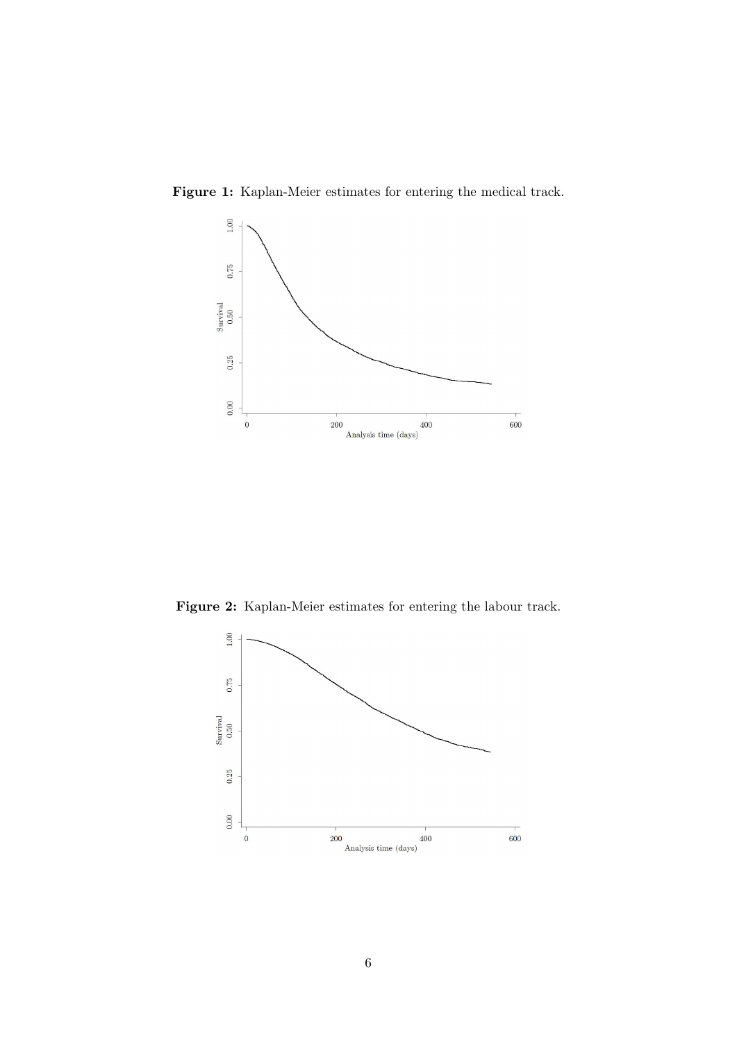**Figure 1:** Kaplan-Meier estimates for entering the medical track.

**Figure 2:** Kaplan-Meier estimates for entering the labour track.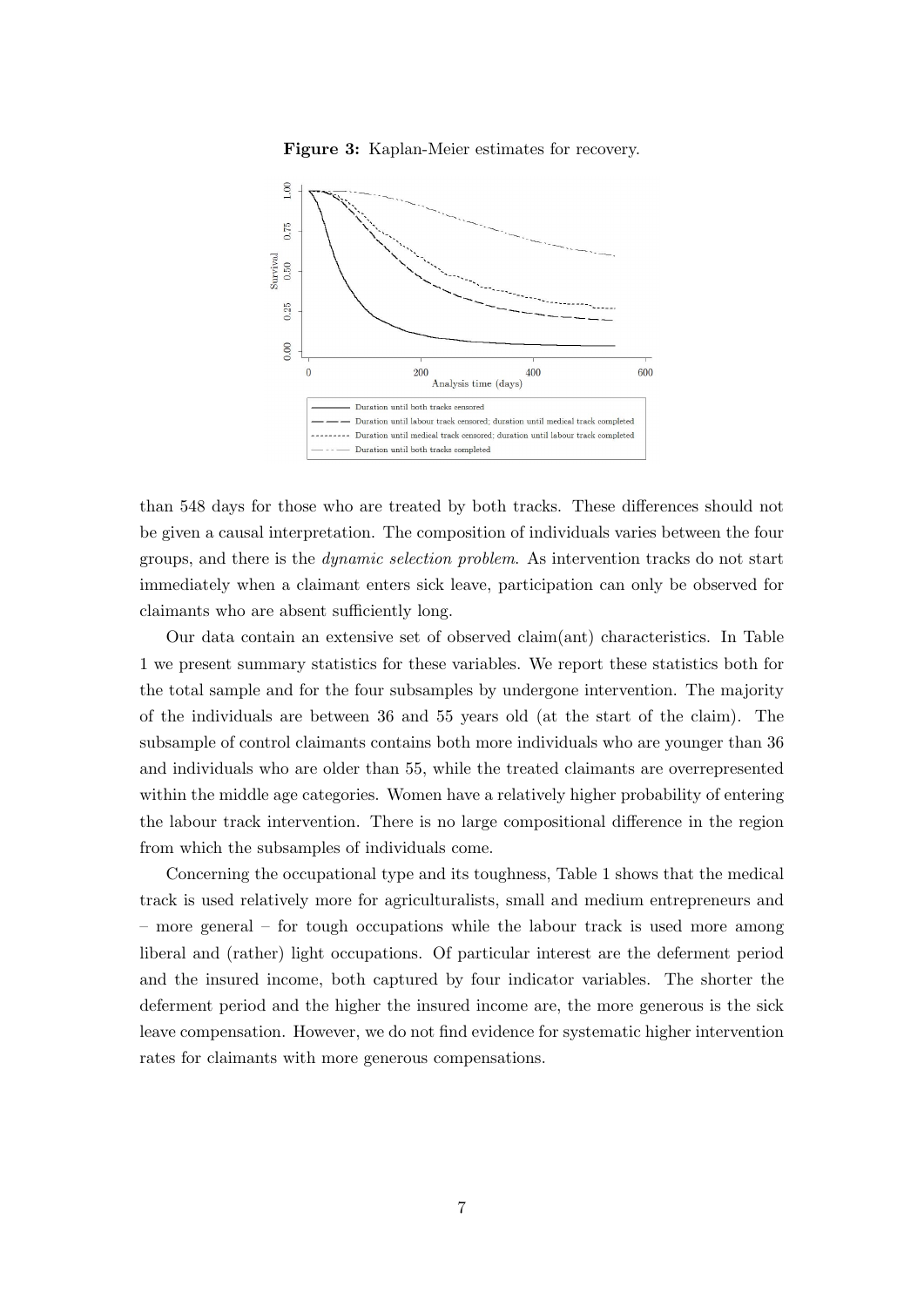**Figure 3:** Kaplan-Meier estimates for recovery.

than 548 days for those who are treated by both tracks. These differences should not be given a causal interpretation. The composition of individuals varies between the four groups, and there is the *dynamic selection problem*. As intervention tracks do not start immediately when a claimant enters sick leave, participation can only be observed for claimants who are absent sufficiently long.

Our data contain an extensive set of observed claim(ant) characteristics. In Table 1 we present summary statistics for these variables. We report these statistics both for the total sample and for the four subsamples by undergone intervention. The majority of the individuals are between 36 and 55 years old (at the start of the claim). The subsample of control claimants contains both more individuals who are younger than 36 and individuals who are older than 55, while the treated claimants are overrepresented within the middle age categories. Women have a relatively higher probability of entering the labour track intervention. There is no large compositional difference in the region from which the subsamples of individuals come.

Concerning the occupational type and its toughness, Table 1 shows that the medical track is used relatively more for agriculturalists, small and medium entrepreneurs and – more general – for tough occupations while the labour track is used more among liberal and (rather) light occupations. Of particular interest are the deferment period and the insured income, both captured by four indicator variables. The shorter the deferment period and the higher the insured income are, the more generous is the sick leave compensation. However, we do not find evidence for systematic higher intervention rates for claimants with more generous compensations.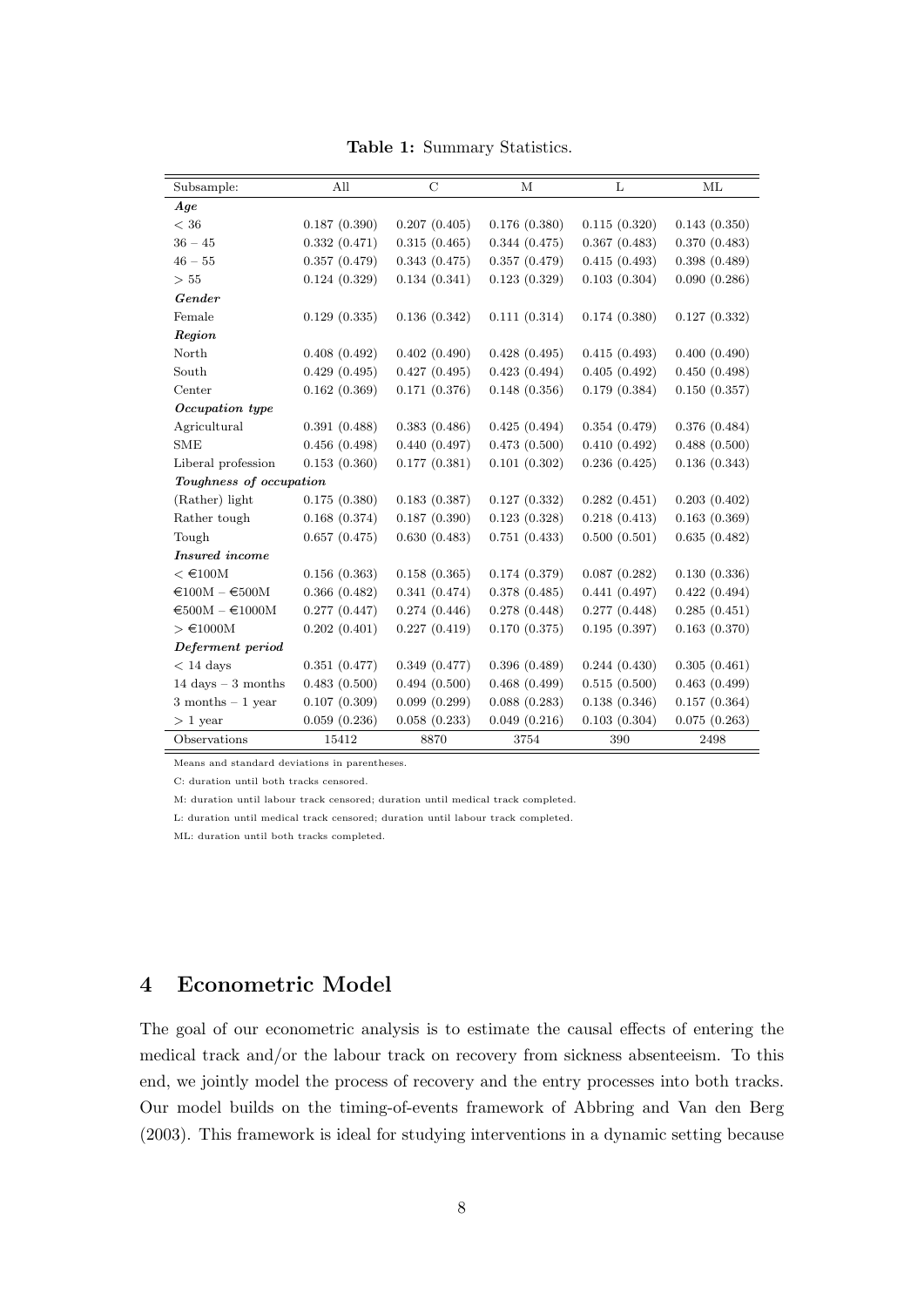**Table 1:** Summary Statistics.

| Subsample: | All | C | M | L | ML |
|---|---|---|---|---|---|
| ***Age*** | | | | | |
| < 36 | 0.187 (0.390) | 0.207 (0.405) | 0.176 (0.380) | 0.115 (0.320) | 0.143 (0.350) |
| 36 – 45 | 0.332 (0.471) | 0.315 (0.465) | 0.344 (0.475) | 0.367 (0.483) | 0.370 (0.483) |
| 46 – 55 | 0.357 (0.479) | 0.343 (0.475) | 0.357 (0.479) | 0.415 (0.493) | 0.398 (0.489) |
| > 55 | 0.124 (0.329) | 0.134 (0.341) | 0.123 (0.329) | 0.103 (0.304) | 0.090 (0.286) |
| ***Gender*** | | | | | |
| Female | 0.129 (0.335) | 0.136 (0.342) | 0.111 (0.314) | 0.174 (0.380) | 0.127 (0.332) |
| ***Region*** | | | | | |
| North | 0.408 (0.492) | 0.402 (0.490) | 0.428 (0.495) | 0.415 (0.493) | 0.400 (0.490) |
| South | 0.429 (0.495) | 0.427 (0.495) | 0.423 (0.494) | 0.405 (0.492) | 0.450 (0.498) |
| Center | 0.162 (0.369) | 0.171 (0.376) | 0.148 (0.356) | 0.179 (0.384) | 0.150 (0.357) |
| ***Occupation type*** | | | | | |
| Agricultural | 0.391 (0.488) | 0.383 (0.486) | 0.425 (0.494) | 0.354 (0.479) | 0.376 (0.484) |
| SME | 0.456 (0.498) | 0.440 (0.497) | 0.473 (0.500) | 0.410 (0.492) | 0.488 (0.500) |
| Liberal profession | 0.153 (0.360) | 0.177 (0.381) | 0.101 (0.302) | 0.236 (0.425) | 0.136 (0.343) |
| ***Toughness of occupation*** | | | | | |
| (Rather) light | 0.175 (0.380) | 0.183 (0.387) | 0.127 (0.332) | 0.282 (0.451) | 0.203 (0.402) |
| Rather tough | 0.168 (0.374) | 0.187 (0.390) | 0.123 (0.328) | 0.218 (0.413) | 0.163 (0.369) |
| Tough | 0.657 (0.475) | 0.630 (0.483) | 0.751 (0.433) | 0.500 (0.501) | 0.635 (0.482) |
| ***Insured income*** | | | | | |
| < €100M | 0.156 (0.363) | 0.158 (0.365) | 0.174 (0.379) | 0.087 (0.282) | 0.130 (0.336) |
| €100M – €500M | 0.366 (0.482) | 0.341 (0.474) | 0.378 (0.485) | 0.441 (0.497) | 0.422 (0.494) |
| €500M – €1000M | 0.277 (0.447) | 0.274 (0.446) | 0.278 (0.448) | 0.277 (0.448) | 0.285 (0.451) |
| > €1000M | 0.202 (0.401) | 0.227 (0.419) | 0.170 (0.375) | 0.195 (0.397) | 0.163 (0.370) |
| ***Deferment period*** | | | | | |
| < 14 days | 0.351 (0.477) | 0.349 (0.477) | 0.396 (0.489) | 0.244 (0.430) | 0.305 (0.461) |
| 14 days – 3 months | 0.483 (0.500) | 0.494 (0.500) | 0.468 (0.499) | 0.515 (0.500) | 0.463 (0.499) |
| 3 months – 1 year | 0.107 (0.309) | 0.099 (0.299) | 0.088 (0.283) | 0.138 (0.346) | 0.157 (0.364) |
| > 1 year | 0.059 (0.236) | 0.058 (0.233) | 0.049 (0.216) | 0.103 (0.304) | 0.075 (0.263) |
| Observations | 15412 | 8870 | 3754 | 390 | 2498 |

Means and standard deviations in parentheses.

C: duration until both tracks censored.

M: duration until labour track censored; duration until medical track completed.

L: duration until medical track censored; duration until labour track completed.

ML: duration until both tracks completed.

## 4 Econometric Model

The goal of our econometric analysis is to estimate the causal effects of entering the medical track and/or the labour track on recovery from sickness absenteeism. To this end, we jointly model the process of recovery and the entry processes into both tracks. Our model builds on the timing-of-events framework of Abbring and Van den Berg (2003). This framework is ideal for studying interventions in a dynamic setting because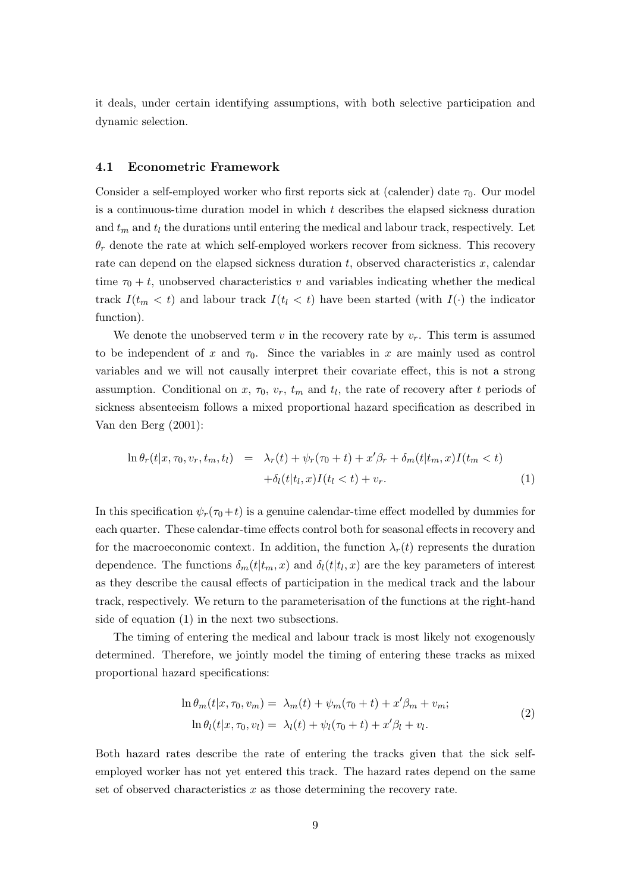it deals, under certain identifying assumptions, with both selective participation and dynamic selection.

### 4.1 Econometric Framework

Consider a self-employed worker who first reports sick at (calender) date $\tau_0$. Our model is a continuous-time duration model in which $t$ describes the elapsed sickness duration and $t_m$ and $t_l$ the durations until entering the medical and labour track, respectively. Let $\theta_r$ denote the rate at which self-employed workers recover from sickness. This recovery rate can depend on the elapsed sickness duration $t$, observed characteristics $x$, calendar time $\tau_0 + t$, unobserved characteristics $v$ and variables indicating whether the medical track $I(t_m < t)$ and labour track $I(t_l < t)$ have been started (with $I(\cdot)$ the indicator function).

We denote the unobserved term $v$ in the recovery rate by $v_r$. This term is assumed to be independent of $x$ and $\tau_0$. Since the variables in $x$ are mainly used as control variables and we will not causally interpret their covariate effect, this is not a strong assumption. Conditional on $x$, $\tau_0$, $v_r$, $t_m$ and $t_l$, the rate of recovery after $t$ periods of sickness absenteeism follows a mixed proportional hazard specification as described in Van den Berg (2001):

$$
\begin{aligned}
\ln \theta_r(t|x, \tau_0, v_r, t_m, t_l) \;\; = \;\; & \lambda_r(t) + \psi_r(\tau_0 + t) + x'\beta_r + \delta_m(t|t_m, x)I(t_m < t) \\
& + \delta_l(t|t_l, x)I(t_l < t) + v_r. \qquad (1)
\end{aligned}
$$

In this specification $\psi_r(\tau_0 + t)$ is a genuine calendar-time effect modelled by dummies for each quarter. These calendar-time effects control both for seasonal effects in recovery and for the macroeconomic context. In addition, the function $\lambda_r(t)$ represents the duration dependence. The functions $\delta_m(t|t_m, x)$ and $\delta_l(t|t_l, x)$ are the key parameters of interest as they describe the causal effects of participation in the medical track and the labour track, respectively. We return to the parameterisation of the functions at the right-hand side of equation (1) in the next two subsections.

The timing of entering the medical and labour track is most likely not exogenously determined. Therefore, we jointly model the timing of entering these tracks as mixed proportional hazard specifications:

$$
\begin{aligned}
\ln \theta_m(t|x, \tau_0, v_m) &= \lambda_m(t) + \psi_m(\tau_0 + t) + x'\beta_m + v_m; \\
\ln \theta_l(t|x, \tau_0, v_l) &= \lambda_l(t) + \psi_l(\tau_0 + t) + x'\beta_l + v_l.
\end{aligned} \qquad (2)
$$

Both hazard rates describe the rate of entering the tracks given that the sick self-employed worker has not yet entered this track. The hazard rates depend on the same set of observed characteristics $x$ as those determining the recovery rate.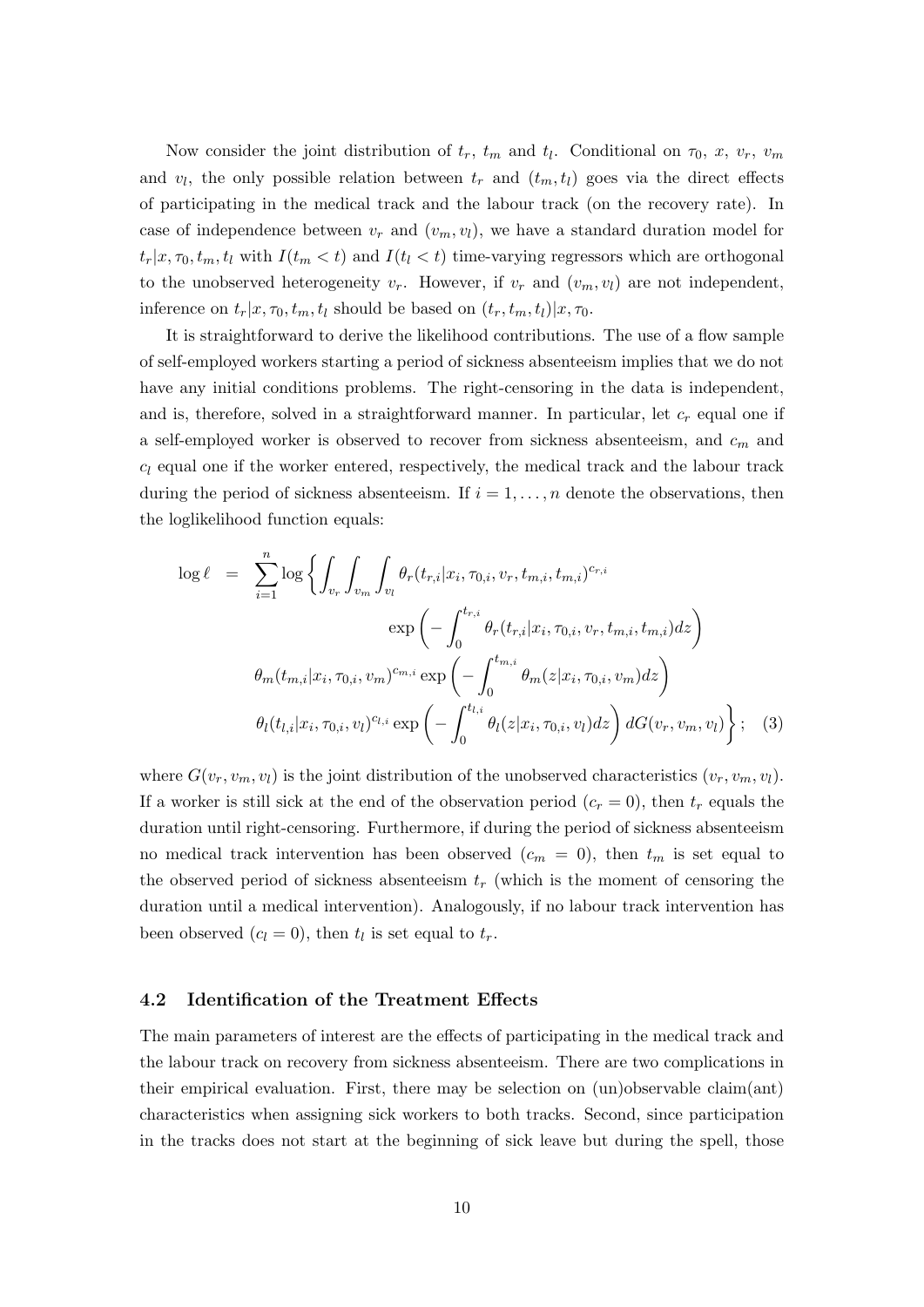Now consider the joint distribution of $t_r$, $t_m$ and $t_l$. Conditional on $\tau_0$, $x$, $v_r$, $v_m$ and $v_l$, the only possible relation between $t_r$ and $(t_m, t_l)$ goes via the direct effects of participating in the medical track and the labour track (on the recovery rate). In case of independence between $v_r$ and $(v_m, v_l)$, we have a standard duration model for $t_r|x, \tau_0, t_m, t_l$ with $I(t_m < t)$ and $I(t_l < t)$ time-varying regressors which are orthogonal to the unobserved heterogeneity $v_r$. However, if $v_r$ and $(v_m, v_l)$ are not independent, inference on $t_r|x, \tau_0, t_m, t_l$ should be based on $(t_r, t_m, t_l)|x, \tau_0$.

It is straightforward to derive the likelihood contributions. The use of a flow sample of self-employed workers starting a period of sickness absenteeism implies that we do not have any initial conditions problems. The right-censoring in the data is independent, and is, therefore, solved in a straightforward manner. In particular, let $c_r$ equal one if a self-employed worker is observed to recover from sickness absenteeism, and $c_m$ and $c_l$ equal one if the worker entered, respectively, the medical track and the labour track during the period of sickness absenteeism. If $i = 1, \ldots, n$ denote the observations, then the loglikelihood function equals:

$$
\begin{aligned}
\log \ell \quad = \quad & \sum_{i=1}^{n} \log \Bigg\{ \int_{v_r} \int_{v_m} \int_{v_l} \theta_r(t_{r,i}|x_i, \tau_{0,i}, v_r, t_{m,i}, t_{m,i})^{c_{r,i}} \\
& \qquad\qquad \exp\left( - \int_0^{t_{r,i}} \theta_r(t_{r,i}|x_i, \tau_{0,i}, v_r, t_{m,i}, t_{m,i}) dz \right) \\
& \theta_m(t_{m,i}|x_i, \tau_{0,i}, v_m)^{c_{m,i}} \exp\left( - \int_0^{t_{m,i}} \theta_m(z|x_i, \tau_{0,i}, v_m) dz \right) \\
& \theta_l(t_{l,i}|x_i, \tau_{0,i}, v_l)^{c_{l,i}} \exp\left( - \int_0^{t_{l,i}} \theta_l(z|x_i, \tau_{0,i}, v_l) dz \right) dG(v_r, v_m, v_l) \Bigg\}; \quad (3)
\end{aligned}
$$

where $G(v_r, v_m, v_l)$ is the joint distribution of the unobserved characteristics $(v_r, v_m, v_l)$. If a worker is still sick at the end of the observation period ($c_r = 0$), then $t_r$ equals the duration until right-censoring. Furthermore, if during the period of sickness absenteeism no medical track intervention has been observed ($c_m = 0$), then $t_m$ is set equal to the observed period of sickness absenteeism $t_r$ (which is the moment of censoring the duration until a medical intervention). Analogously, if no labour track intervention has been observed ($c_l = 0$), then $t_l$ is set equal to $t_r$.

### 4.2 Identification of the Treatment Effects

The main parameters of interest are the effects of participating in the medical track and the labour track on recovery from sickness absenteeism. There are two complications in their empirical evaluation. First, there may be selection on (un)observable claim(ant) characteristics when assigning sick workers to both tracks. Second, since participation in the tracks does not start at the beginning of sick leave but during the spell, those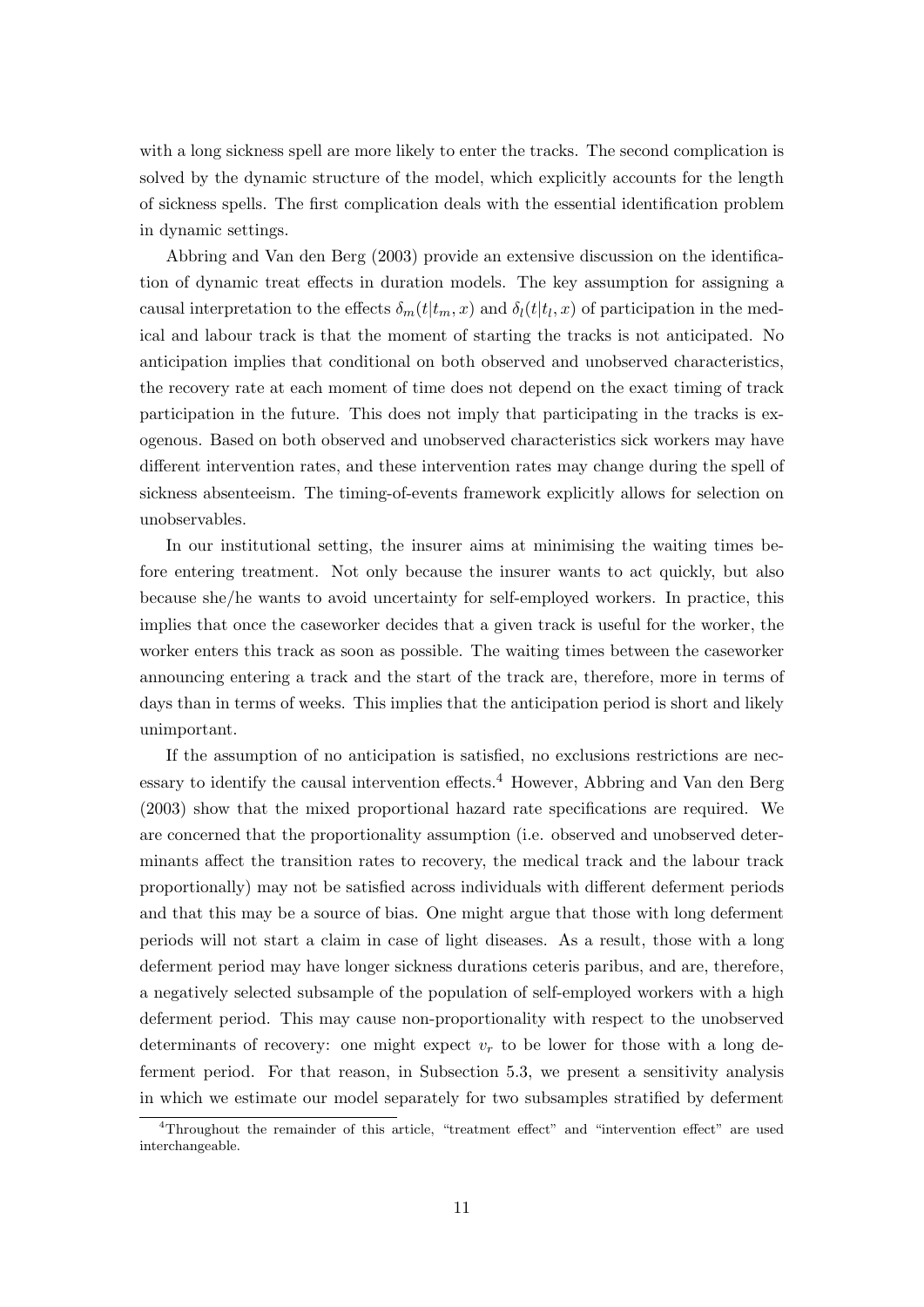with a long sickness spell are more likely to enter the tracks. The second complication is solved by the dynamic structure of the model, which explicitly accounts for the length of sickness spells. The first complication deals with the essential identification problem in dynamic settings.

Abbring and Van den Berg (2003) provide an extensive discussion on the identification of dynamic treat effects in duration models. The key assumption for assigning a causal interpretation to the effects $\delta_m(t|t_m, x)$ and $\delta_l(t|t_l, x)$ of participation in the medical and labour track is that the moment of starting the tracks is not anticipated. No anticipation implies that conditional on both observed and unobserved characteristics, the recovery rate at each moment of time does not depend on the exact timing of track participation in the future. This does not imply that participating in the tracks is exogenous. Based on both observed and unobserved characteristics sick workers may have different intervention rates, and these intervention rates may change during the spell of sickness absenteeism. The timing-of-events framework explicitly allows for selection on unobservables.

In our institutional setting, the insurer aims at minimising the waiting times before entering treatment. Not only because the insurer wants to act quickly, but also because she/he wants to avoid uncertainty for self-employed workers. In practice, this implies that once the caseworker decides that a given track is useful for the worker, the worker enters this track as soon as possible. The waiting times between the caseworker announcing entering a track and the start of the track are, therefore, more in terms of days than in terms of weeks. This implies that the anticipation period is short and likely unimportant.

If the assumption of no anticipation is satisfied, no exclusions restrictions are necessary to identify the causal intervention effects.[4] However, Abbring and Van den Berg (2003) show that the mixed proportional hazard rate specifications are required. We are concerned that the proportionality assumption (i.e. observed and unobserved determinants affect the transition rates to recovery, the medical track and the labour track proportionally) may not be satisfied across individuals with different deferment periods and that this may be a source of bias. One might argue that those with long deferment periods will not start a claim in case of light diseases. As a result, those with a long deferment period may have longer sickness durations ceteris paribus, and are, therefore, a negatively selected subsample of the population of self-employed workers with a high deferment period. This may cause non-proportionality with respect to the unobserved determinants of recovery: one might expect $v_r$ to be lower for those with a long deferment period. For that reason, in Subsection 5.3, we present a sensitivity analysis in which we estimate our model separately for two subsamples stratified by deferment

[4] Throughout the remainder of this article, "treatment effect" and "intervention effect" are used interchangeable.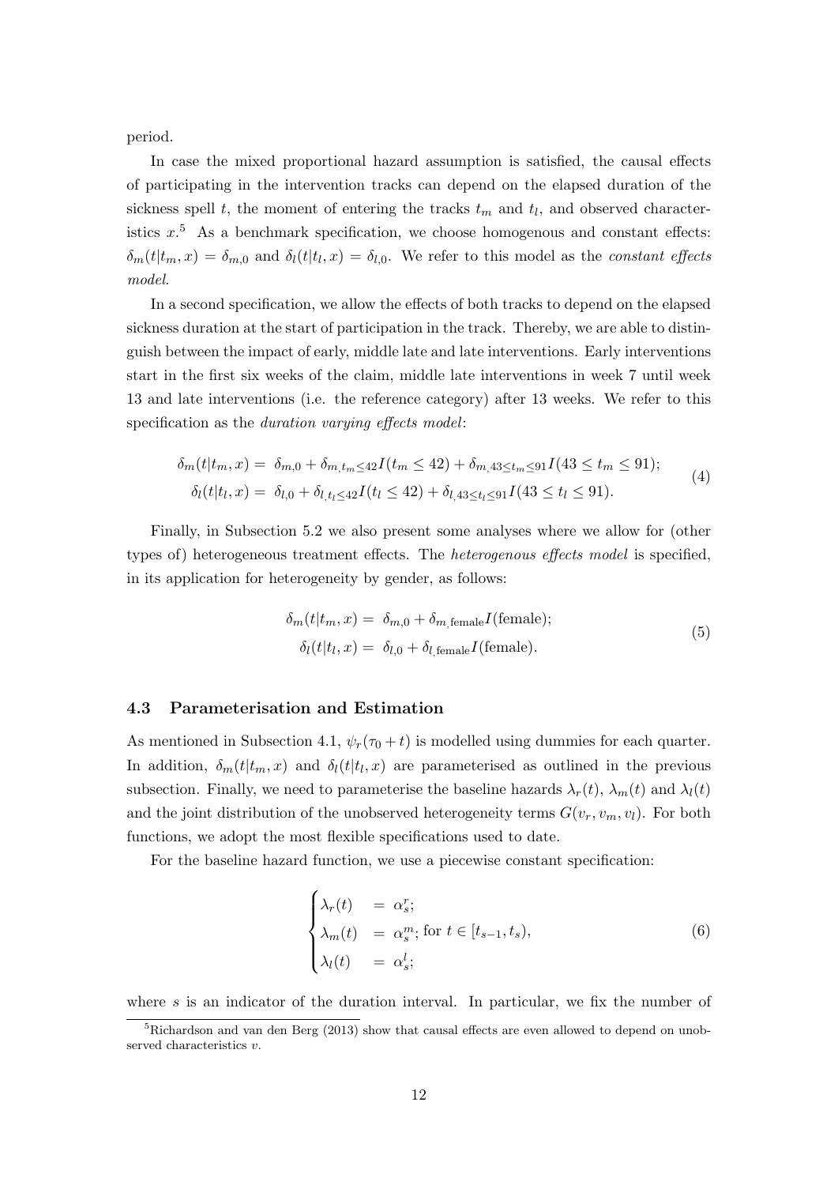period.

In case the mixed proportional hazard assumption is satisfied, the causal effects of participating in the intervention tracks can depend on the elapsed duration of the sickness spell $t$, the moment of entering the tracks $t_m$ and $t_l$, and observed characteristics $x$.[5] As a benchmark specification, we choose homogenous and constant effects: $\delta_m(t|t_m, x) = \delta_{m,0}$ and $\delta_l(t|t_l, x) = \delta_{l,0}$. We refer to this model as the *constant effects model*.

In a second specification, we allow the effects of both tracks to depend on the elapsed sickness duration at the start of participation in the track. Thereby, we are able to distinguish between the impact of early, middle late and late interventions. Early interventions start in the first six weeks of the claim, middle late interventions in week 7 until week 13 and late interventions (i.e. the reference category) after 13 weeks. We refer to this specification as the *duration varying effects model*:

$$
\begin{aligned}
\delta_m(t|t_m, x) &= \delta_{m,0} + \delta_{m,t_m \leq 42} I(t_m \leq 42) + \delta_{m,43 \leq t_m \leq 91} I(43 \leq t_m \leq 91); \\
\delta_l(t|t_l, x) &= \delta_{l,0} + \delta_{l,t_l \leq 42} I(t_l \leq 42) + \delta_{l,43 \leq t_l \leq 91} I(43 \leq t_l \leq 91).
\end{aligned}
\tag{4}
$$

Finally, in Subsection 5.2 we also present some analyses where we allow for (other types of) heterogeneous treatment effects. The *heterogenous effects model* is specified, in its application for heterogeneity by gender, as follows:

$$
\begin{aligned}
\delta_m(t|t_m, x) &= \delta_{m,0} + \delta_{m,\text{female}} I(\text{female}); \\
\delta_l(t|t_l, x) &= \delta_{l,0} + \delta_{l,\text{female}} I(\text{female}).
\end{aligned}
\tag{5}
$$

### 4.3 Parameterisation and Estimation

As mentioned in Subsection 4.1, $\psi_r(\tau_0 + t)$ is modelled using dummies for each quarter. In addition, $\delta_m(t|t_m, x)$ and $\delta_l(t|t_l, x)$ are parameterised as outlined in the previous subsection. Finally, we need to parameterise the baseline hazards $\lambda_r(t)$, $\lambda_m(t)$ and $\lambda_l(t)$ and the joint distribution of the unobserved heterogeneity terms $G(v_r, v_m, v_l)$. For both functions, we adopt the most flexible specifications used to date.

For the baseline hazard function, we use a piecewise constant specification:

$$
\begin{cases}
\lambda_r(t) &= \alpha_s^r; \\
\lambda_m(t) &= \alpha_s^m; \text{ for } t \in [t_{s-1}, t_s), \\
\lambda_l(t) &= \alpha_s^l;
\end{cases}
\tag{6}
$$

where $s$ is an indicator of the duration interval. In particular, we fix the number of

[5] Richardson and van den Berg (2013) show that causal effects are even allowed to depend on unobserved characteristics $v$.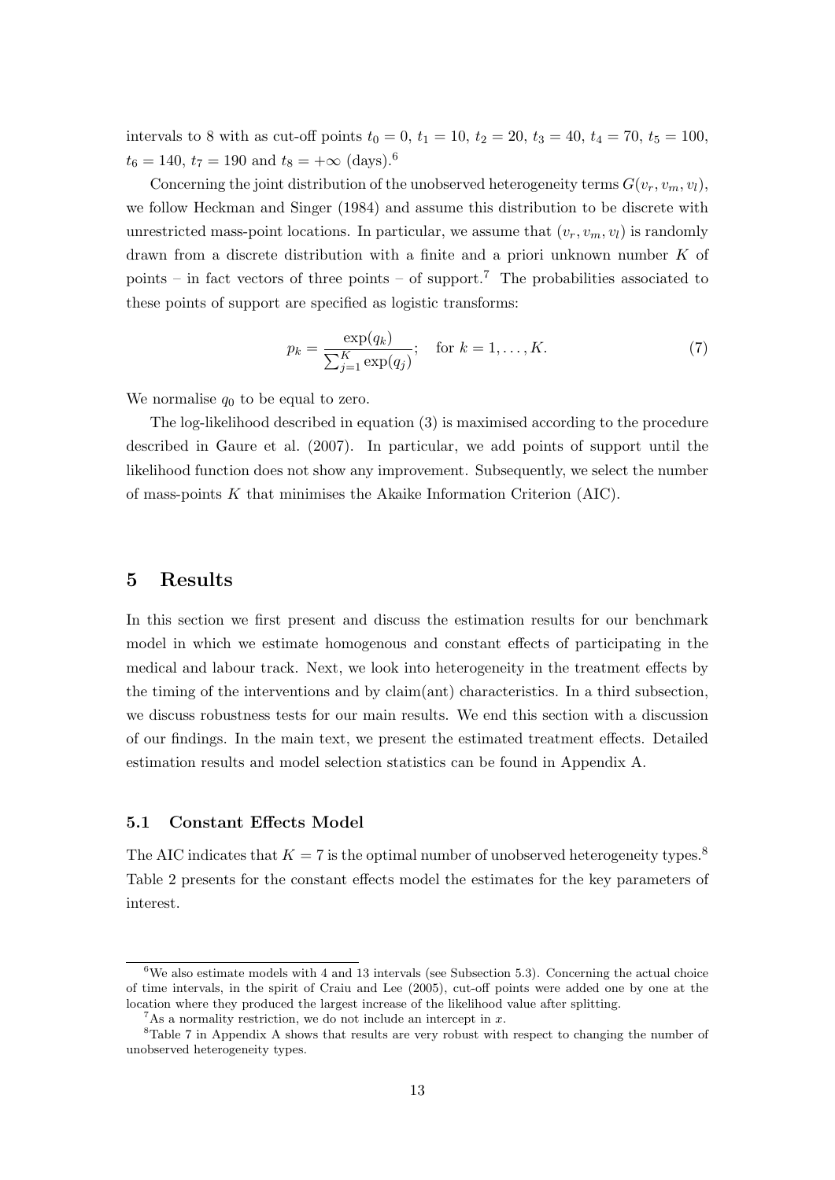intervals to 8 with as cut-off points $t_0 = 0$, $t_1 = 10$, $t_2 = 20$, $t_3 = 40$, $t_4 = 70$, $t_5 = 100$, $t_6 = 140$, $t_7 = 190$ and $t_8 = +\infty$ (days).[6]

Concerning the joint distribution of the unobserved heterogeneity terms $G(v_r, v_m, v_l)$, we follow Heckman and Singer (1984) and assume this distribution to be discrete with unrestricted mass-point locations. In particular, we assume that $(v_r, v_m, v_l)$ is randomly drawn from a discrete distribution with a finite and a priori unknown number $K$ of points – in fact vectors of three points – of support.[7] The probabilities associated to these points of support are specified as logistic transforms:

$$p_k = \frac{\exp(q_k)}{\sum_{j=1}^{K} \exp(q_j)}; \quad \text{for } k = 1, \ldots, K. \tag{7}$$

We normalise $q_0$ to be equal to zero.

The log-likelihood described in equation (3) is maximised according to the procedure described in Gaure et al. (2007). In particular, we add points of support until the likelihood function does not show any improvement. Subsequently, we select the number of mass-points $K$ that minimises the Akaike Information Criterion (AIC).

## 5 Results

In this section we first present and discuss the estimation results for our benchmark model in which we estimate homogenous and constant effects of participating in the medical and labour track. Next, we look into heterogeneity in the treatment effects by the timing of the interventions and by claim(ant) characteristics. In a third subsection, we discuss robustness tests for our main results. We end this section with a discussion of our findings. In the main text, we present the estimated treatment effects. Detailed estimation results and model selection statistics can be found in Appendix A.

### 5.1 Constant Effects Model

The AIC indicates that $K = 7$ is the optimal number of unobserved heterogeneity types.[8] Table 2 presents for the constant effects model the estimates for the key parameters of interest.

---

[6] We also estimate models with 4 and 13 intervals (see Subsection 5.3). Concerning the actual choice of time intervals, in the spirit of Craiu and Lee (2005), cut-off points were added one by one at the location where they produced the largest increase of the likelihood value after splitting.

[7] As a normality restriction, we do not include an intercept in $x$.

[8] Table 7 in Appendix A shows that results are very robust with respect to changing the number of unobserved heterogeneity types.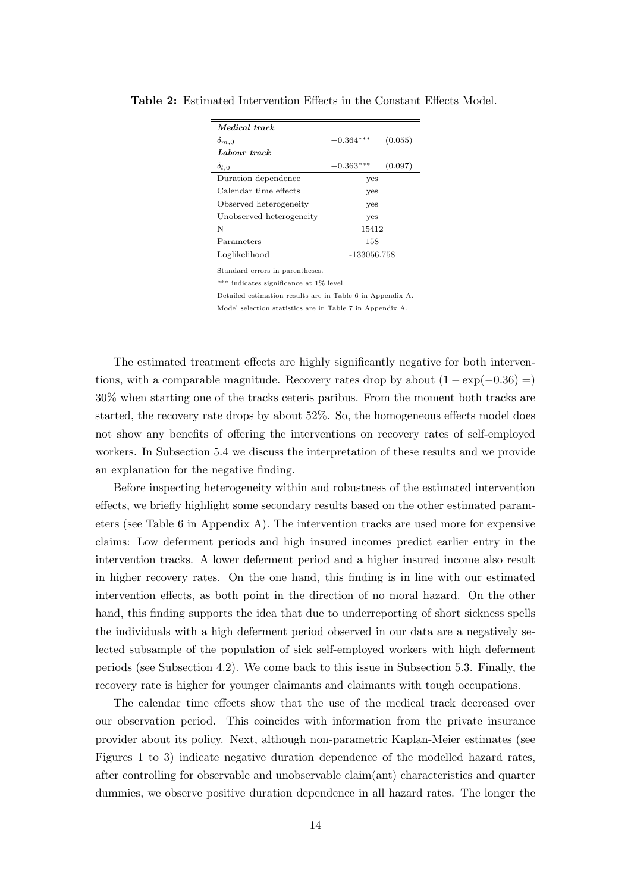**Table 2:** Estimated Intervention Effects in the Constant Effects Model.

| | | |
|---|---|---|
| ***Medical track*** | | |
| $\delta_{m,0}$ | $-0.364^{***}$ | (0.055) |
| ***Labour track*** | | |
| $\delta_{l,0}$ | $-0.363^{***}$ | (0.097) |
| Duration dependence | yes | |
| Calendar time effects | yes | |
| Observed heterogeneity | yes | |
| Unobserved heterogeneity | yes | |
| N | 15412 | |
| Parameters | 158 | |
| Loglikelihood | -133056.758 | |

Standard errors in parentheses.

*** indicates significance at 1% level.

Detailed estimation results are in Table 6 in Appendix A.

Model selection statistics are in Table 7 in Appendix A.

The estimated treatment effects are highly significantly negative for both interventions, with a comparable magnitude. Recovery rates drop by about $(1 - \exp(-0.36) =)$ 30% when starting one of the tracks ceteris paribus. From the moment both tracks are started, the recovery rate drops by about 52%. So, the homogeneous effects model does not show any benefits of offering the interventions on recovery rates of self-employed workers. In Subsection 5.4 we discuss the interpretation of these results and we provide an explanation for the negative finding.

Before inspecting heterogeneity within and robustness of the estimated intervention effects, we briefly highlight some secondary results based on the other estimated parameters (see Table 6 in Appendix A). The intervention tracks are used more for expensive claims: Low deferment periods and high insured incomes predict earlier entry in the intervention tracks. A lower deferment period and a higher insured income also result in higher recovery rates. On the one hand, this finding is in line with our estimated intervention effects, as both point in the direction of no moral hazard. On the other hand, this finding supports the idea that due to underreporting of short sickness spells the individuals with a high deferment period observed in our data are a negatively selected subsample of the population of sick self-employed workers with high deferment periods (see Subsection 4.2). We come back to this issue in Subsection 5.3. Finally, the recovery rate is higher for younger claimants and claimants with tough occupations.

The calendar time effects show that the use of the medical track decreased over our observation period. This coincides with information from the private insurance provider about its policy. Next, although non-parametric Kaplan-Meier estimates (see Figures 1 to 3) indicate negative duration dependence of the modelled hazard rates, after controlling for observable and unobservable claim(ant) characteristics and quarter dummies, we observe positive duration dependence in all hazard rates. The longer the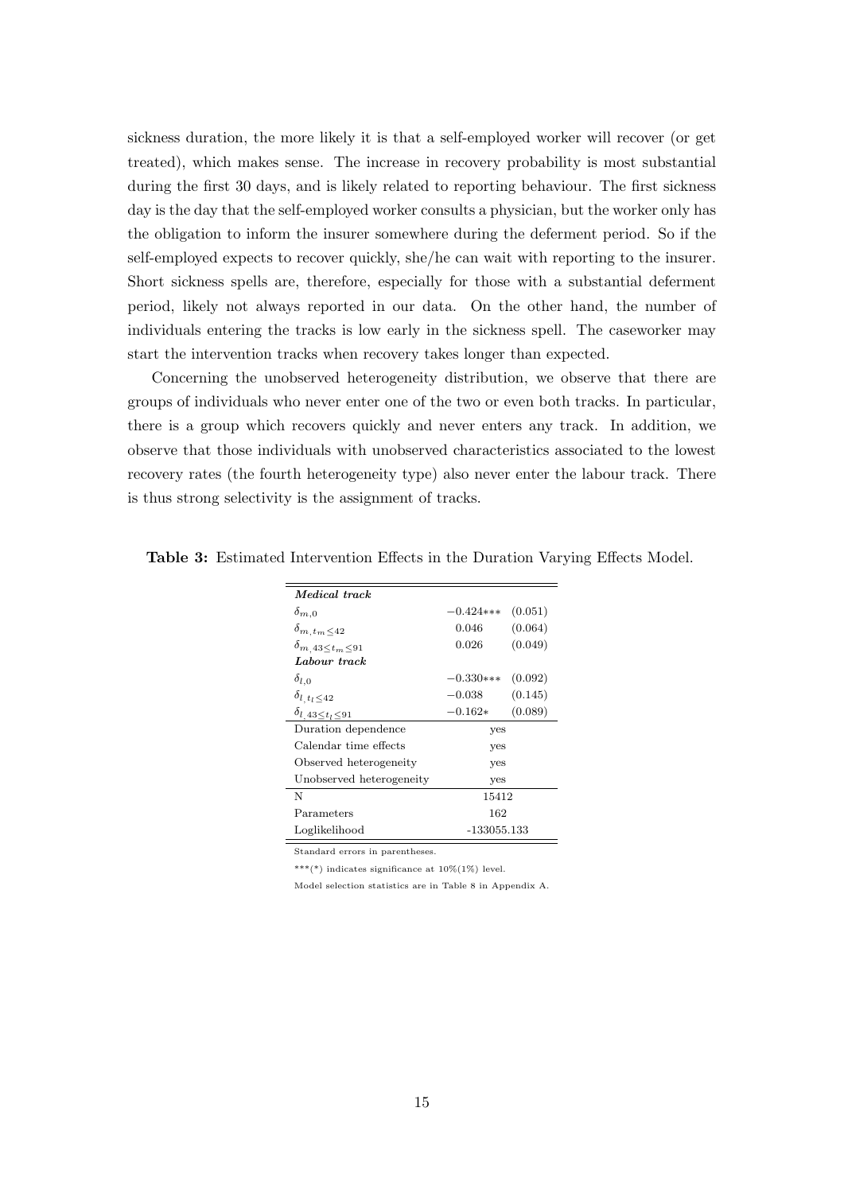sickness duration, the more likely it is that a self-employed worker will recover (or get treated), which makes sense. The increase in recovery probability is most substantial during the first 30 days, and is likely related to reporting behaviour. The first sickness day is the day that the self-employed worker consults a physician, but the worker only has the obligation to inform the insurer somewhere during the deferment period. So if the self-employed expects to recover quickly, she/he can wait with reporting to the insurer. Short sickness spells are, therefore, especially for those with a substantial deferment period, likely not always reported in our data. On the other hand, the number of individuals entering the tracks is low early in the sickness spell. The caseworker may start the intervention tracks when recovery takes longer than expected.

Concerning the unobserved heterogeneity distribution, we observe that there are groups of individuals who never enter one of the two or even both tracks. In particular, there is a group which recovers quickly and never enters any track. In addition, we observe that those individuals with unobserved characteristics associated to the lowest recovery rates (the fourth heterogeneity type) also never enter the labour track. There is thus strong selectivity is the assignment of tracks.

**Table 3:** Estimated Intervention Effects in the Duration Varying Effects Model.

| | | |
|---|---|---|
| ***Medical track*** | | |
| $\delta_{m,0}$ | $-0.424$*** | (0.051) |
| $\delta_{m,t_m\leq 42}$ | 0.046 | (0.064) |
| $\delta_{m,43\leq t_m\leq 91}$ | 0.026 | (0.049) |
| ***Labour track*** | | |
| $\delta_{l,0}$ | $-0.330$*** | (0.092) |
| $\delta_{l,t_l\leq 42}$ | $-0.038$ | (0.145) |
| $\delta_{l,43\leq t_l\leq 91}$ | $-0.162$* | (0.089) |
| Duration dependence | yes | |
| Calendar time effects | yes | |
| Observed heterogeneity | yes | |
| Unobserved heterogeneity | yes | |
| N | 15412 | |
| Parameters | 162 | |
| Loglikelihood | -133055.133 | |

Standard errors in parentheses.

***(*) indicates significance at 10%(1%) level.

Model selection statistics are in Table 8 in Appendix A.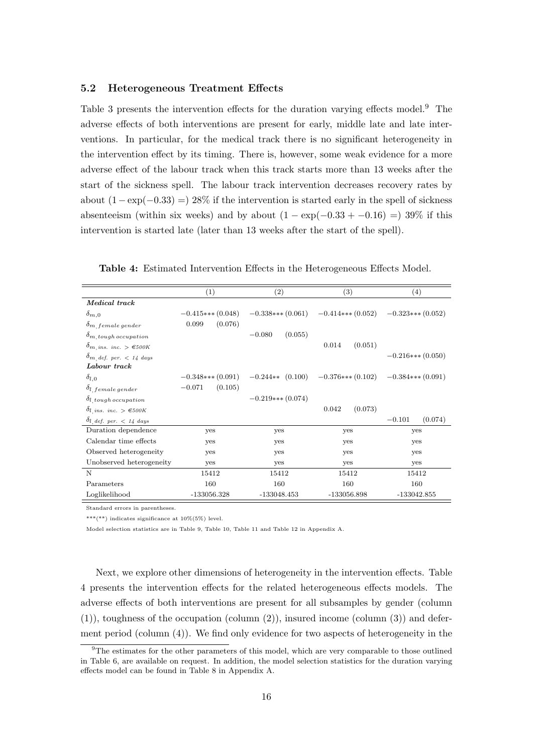### 5.2 Heterogeneous Treatment Effects

Table 3 presents the intervention effects for the duration varying effects model.[9] The adverse effects of both interventions are present for early, middle late and late interventions. In particular, for the medical track there is no significant heterogeneity in the intervention effect by its timing. There is, however, some weak evidence for a more adverse effect of the labour track when this track starts more than 13 weeks after the start of the sickness spell. The labour track intervention decreases recovery rates by about $(1 - \exp(-0.33) =)$ 28% if the intervention is started early in the spell of sickness absenteeism (within six weeks) and by about $(1 - \exp(-0.33 + -0.16) =)$ 39% if this intervention is started late (later than 13 weeks after the start of the spell).

**Table 4:** Estimated Intervention Effects in the Heterogeneous Effects Model.

| | (1) | (2) | (3) | (4) |
|---|---|---|---|---|
| ***Medical track*** | | | | |
| $\delta_{m,0}$ | $-0.415$*** (0.048) | $-0.338$*** (0.061) | $-0.414$*** (0.052) | $-0.323$*** (0.052) |
| $\delta_{m,\,female\,gender}$ | 0.099 (0.076) | | | |
| $\delta_{m,\,tough\,occupation}$ | | $-0.080$ (0.055) | | |
| $\delta_{m,\,ins.\;inc.\;>\;€500K}$ | | | 0.014 (0.051) | |
| $\delta_{m,\,def.\;per.\;<\;14\;days}$ | | | | $-0.216$*** (0.050) |
| ***Labour track*** | | | | |
| $\delta_{l,0}$ | $-0.348$*** (0.091) | $-0.244$** (0.100) | $-0.376$*** (0.102) | $-0.384$*** (0.091) |
| $\delta_{l,\,female\,gender}$ | $-0.071$ (0.105) | | | |
| $\delta_{l,\,tough\,occupation}$ | | $-0.219$*** (0.074) | | |
| $\delta_{l,\,ins.\;inc.\;>\;€500K}$ | | | 0.042 (0.073) | |
| $\delta_{l,\,def.\;per.\;<\;14\;days}$ | | | | $-0.101$ (0.074) |
| Duration dependence | yes | yes | yes | yes |
| Calendar time effects | yes | yes | yes | yes |
| Observed heterogeneity | yes | yes | yes | yes |
| Unobserved heterogeneity | yes | yes | yes | yes |
| N | 15412 | 15412 | 15412 | 15412 |
| Parameters | 160 | 160 | 160 | 160 |
| Loglikelihood | -133056.328 | -133048.453 | -133056.898 | -133042.855 |

Standard errors in parentheses.

***(**) indicates significance at 10%(5%) level.

Model selection statistics are in Table 9, Table 10, Table 11 and Table 12 in Appendix A.

Next, we explore other dimensions of heterogeneity in the intervention effects. Table 4 presents the intervention effects for the related heterogeneous effects models. The adverse effects of both interventions are present for all subsamples by gender (column (1)), toughness of the occupation (column (2)), insured income (column (3)) and deferment period (column (4)). We find only evidence for two aspects of heterogeneity in the

[9] The estimates for the other parameters of this model, which are very comparable to those outlined in Table 6, are available on request. In addition, the model selection statistics for the duration varying effects model can be found in Table 8 in Appendix A.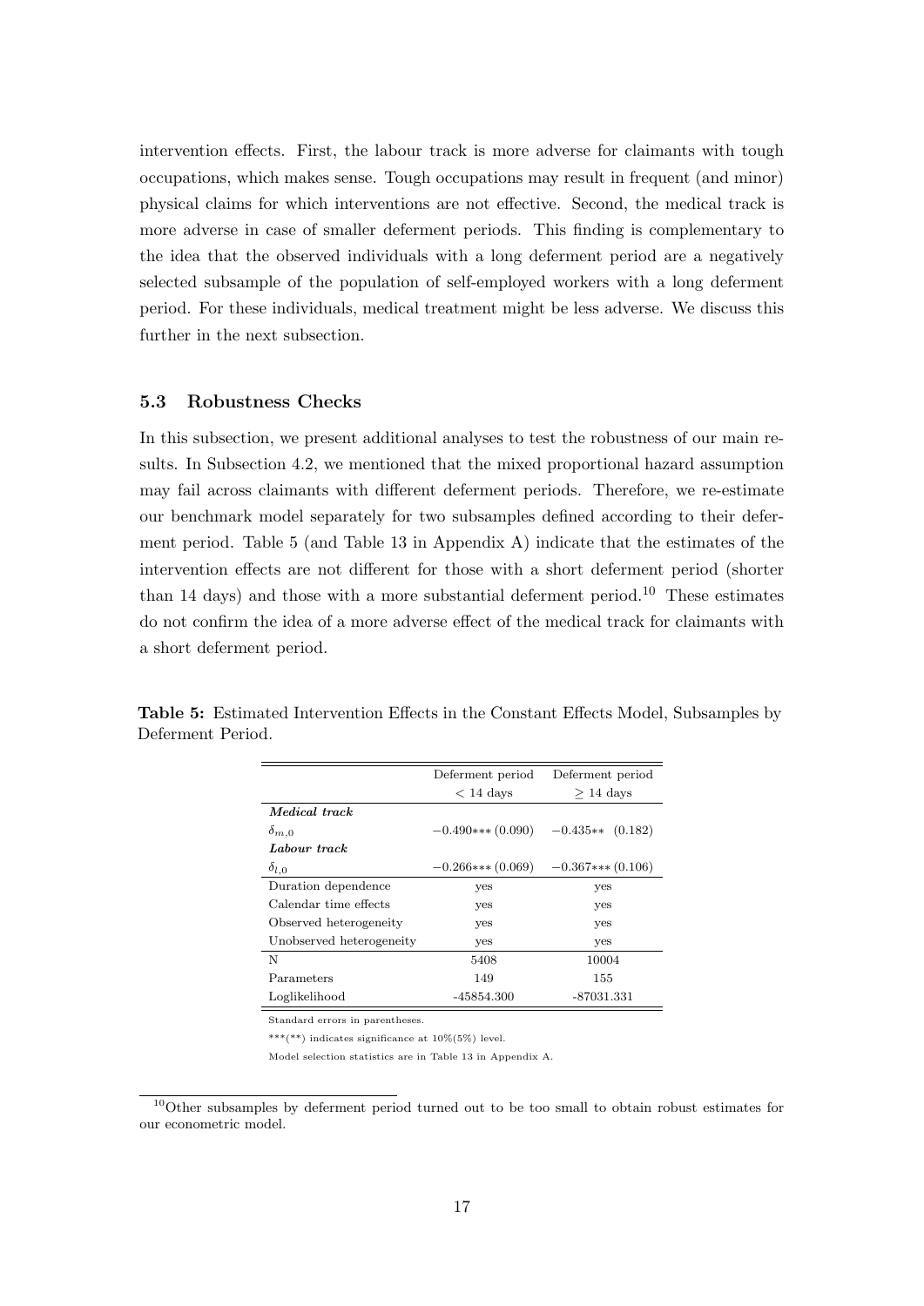intervention effects. First, the labour track is more adverse for claimants with tough occupations, which makes sense. Tough occupations may result in frequent (and minor) physical claims for which interventions are not effective. Second, the medical track is more adverse in case of smaller deferment periods. This finding is complementary to the idea that the observed individuals with a long deferment period are a negatively selected subsample of the population of self-employed workers with a long deferment period. For these individuals, medical treatment might be less adverse. We discuss this further in the next subsection.

### 5.3 Robustness Checks

In this subsection, we present additional analyses to test the robustness of our main results. In Subsection 4.2, we mentioned that the mixed proportional hazard assumption may fail across claimants with different deferment periods. Therefore, we re-estimate our benchmark model separately for two subsamples defined according to their deferment period. Table 5 (and Table 13 in Appendix A) indicate that the estimates of the intervention effects are not different for those with a short deferment period (shorter than 14 days) and those with a more substantial deferment period.[10] These estimates do not confirm the idea of a more adverse effect of the medical track for claimants with a short deferment period.

**Table 5:** Estimated Intervention Effects in the Constant Effects Model, Subsamples by Deferment Period.

| | Deferment period $< 14$ days | Deferment period $\geq 14$ days |
|---|---|---|
| ***Medical track*** | | |
| $\delta_{m,0}$ | $-0.490$*** (0.090) | $-0.435$** (0.182) |
| ***Labour track*** | | |
| $\delta_{l,0}$ | $-0.266$*** (0.069) | $-0.367$*** (0.106) |
| Duration dependence | yes | yes |
| Calendar time effects | yes | yes |
| Observed heterogeneity | yes | yes |
| Unobserved heterogeneity | yes | yes |
| N | 5408 | 10004 |
| Parameters | 149 | 155 |
| Loglikelihood | -45854.300 | -87031.331 |

Standard errors in parentheses.

***(**) indicates significance at 10%(5%) level.

Model selection statistics are in Table 13 in Appendix A.

[10] Other subsamples by deferment period turned out to be too small to obtain robust estimates for our econometric model.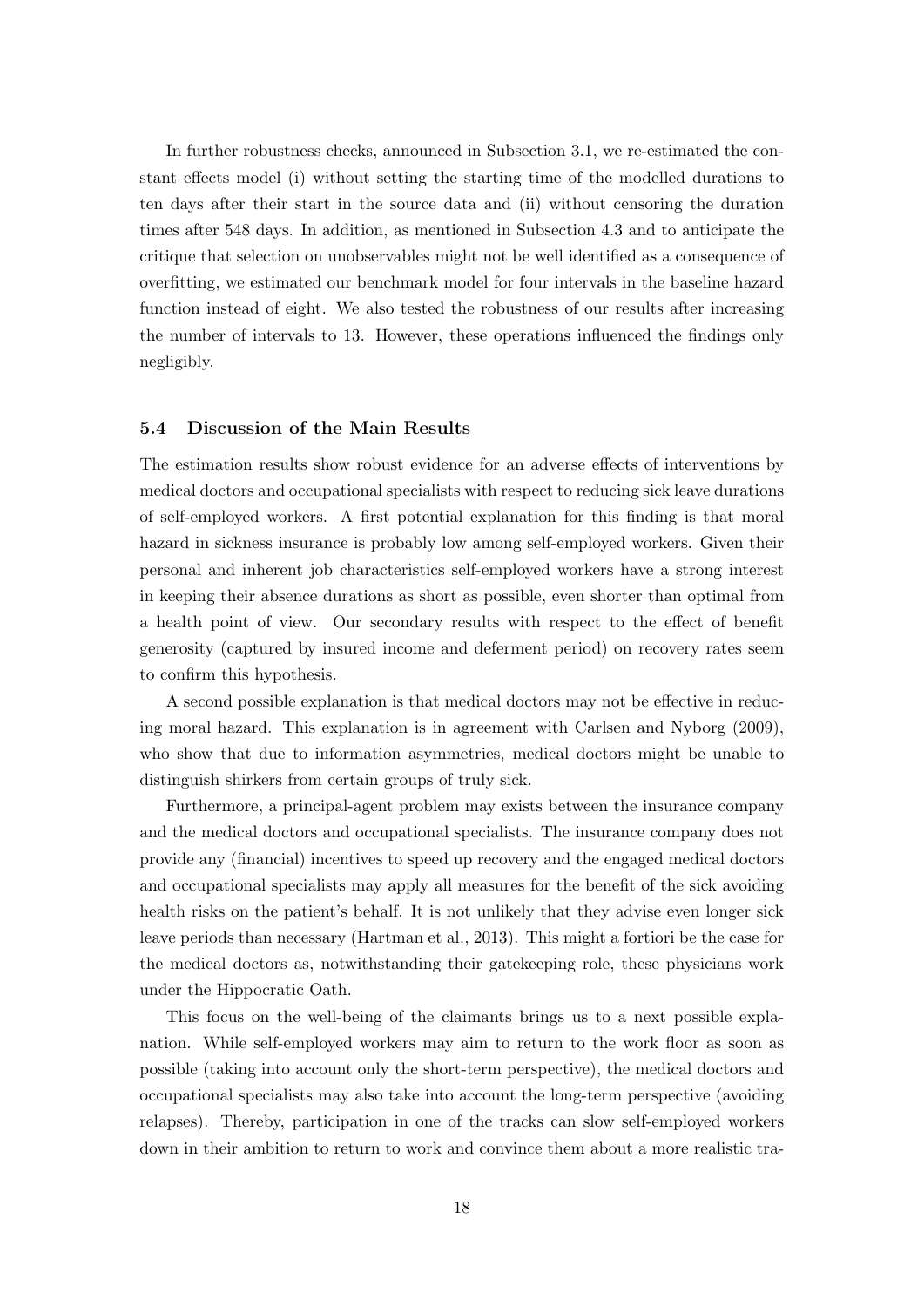In further robustness checks, announced in Subsection 3.1, we re-estimated the constant effects model (i) without setting the starting time of the modelled durations to ten days after their start in the source data and (ii) without censoring the duration times after 548 days. In addition, as mentioned in Subsection 4.3 and to anticipate the critique that selection on unobservables might not be well identified as a consequence of overfitting, we estimated our benchmark model for four intervals in the baseline hazard function instead of eight. We also tested the robustness of our results after increasing the number of intervals to 13. However, these operations influenced the findings only negligibly.

### 5.4 Discussion of the Main Results

The estimation results show robust evidence for an adverse effects of interventions by medical doctors and occupational specialists with respect to reducing sick leave durations of self-employed workers. A first potential explanation for this finding is that moral hazard in sickness insurance is probably low among self-employed workers. Given their personal and inherent job characteristics self-employed workers have a strong interest in keeping their absence durations as short as possible, even shorter than optimal from a health point of view. Our secondary results with respect to the effect of benefit generosity (captured by insured income and deferment period) on recovery rates seem to confirm this hypothesis.

A second possible explanation is that medical doctors may not be effective in reducing moral hazard. This explanation is in agreement with Carlsen and Nyborg (2009), who show that due to information asymmetries, medical doctors might be unable to distinguish shirkers from certain groups of truly sick.

Furthermore, a principal-agent problem may exists between the insurance company and the medical doctors and occupational specialists. The insurance company does not provide any (financial) incentives to speed up recovery and the engaged medical doctors and occupational specialists may apply all measures for the benefit of the sick avoiding health risks on the patient's behalf. It is not unlikely that they advise even longer sick leave periods than necessary (Hartman et al., 2013). This might a fortiori be the case for the medical doctors as, notwithstanding their gatekeeping role, these physicians work under the Hippocratic Oath.

This focus on the well-being of the claimants brings us to a next possible explanation. While self-employed workers may aim to return to the work floor as soon as possible (taking into account only the short-term perspective), the medical doctors and occupational specialists may also take into account the long-term perspective (avoiding relapses). Thereby, participation in one of the tracks can slow self-employed workers down in their ambition to return to work and convince them about a more realistic tra-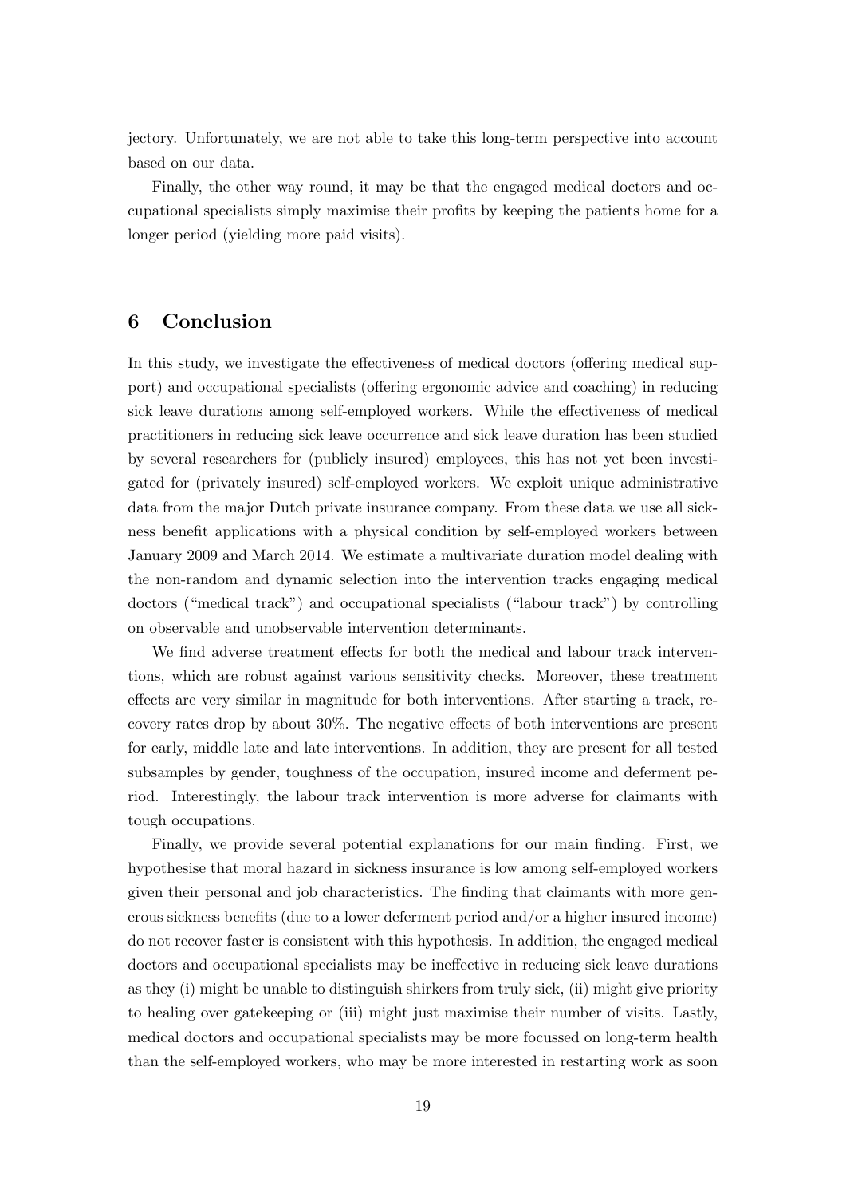jectory. Unfortunately, we are not able to take this long-term perspective into account based on our data.

Finally, the other way round, it may be that the engaged medical doctors and occupational specialists simply maximise their profits by keeping the patients home for a longer period (yielding more paid visits).

## 6 Conclusion

In this study, we investigate the effectiveness of medical doctors (offering medical support) and occupational specialists (offering ergonomic advice and coaching) in reducing sick leave durations among self-employed workers. While the effectiveness of medical practitioners in reducing sick leave occurrence and sick leave duration has been studied by several researchers for (publicly insured) employees, this has not yet been investigated for (privately insured) self-employed workers. We exploit unique administrative data from the major Dutch private insurance company. From these data we use all sickness benefit applications with a physical condition by self-employed workers between January 2009 and March 2014. We estimate a multivariate duration model dealing with the non-random and dynamic selection into the intervention tracks engaging medical doctors ("medical track") and occupational specialists ("labour track") by controlling on observable and unobservable intervention determinants.

We find adverse treatment effects for both the medical and labour track interventions, which are robust against various sensitivity checks. Moreover, these treatment effects are very similar in magnitude for both interventions. After starting a track, recovery rates drop by about 30%. The negative effects of both interventions are present for early, middle late and late interventions. In addition, they are present for all tested subsamples by gender, toughness of the occupation, insured income and deferment period. Interestingly, the labour track intervention is more adverse for claimants with tough occupations.

Finally, we provide several potential explanations for our main finding. First, we hypothesise that moral hazard in sickness insurance is low among self-employed workers given their personal and job characteristics. The finding that claimants with more generous sickness benefits (due to a lower deferment period and/or a higher insured income) do not recover faster is consistent with this hypothesis. In addition, the engaged medical doctors and occupational specialists may be ineffective in reducing sick leave durations as they (i) might be unable to distinguish shirkers from truly sick, (ii) might give priority to healing over gatekeeping or (iii) might just maximise their number of visits. Lastly, medical doctors and occupational specialists may be more focussed on long-term health than the self-employed workers, who may be more interested in restarting work as soon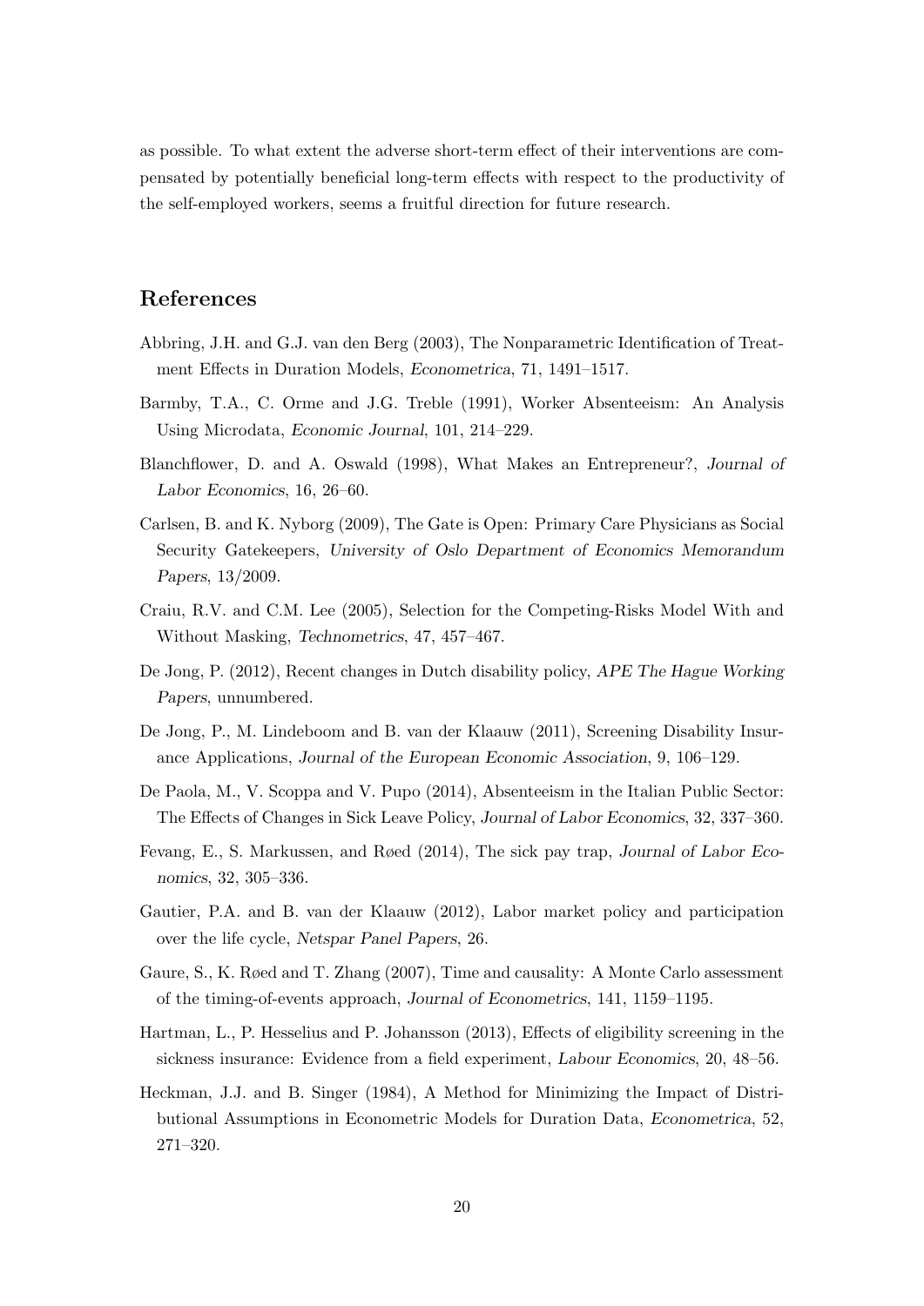as possible. To what extent the adverse short-term effect of their interventions are compensated by potentially beneficial long-term effects with respect to the productivity of the self-employed workers, seems a fruitful direction for future research.

## References

Abbring, J.H. and G.J. van den Berg (2003), The Nonparametric Identification of Treatment Effects in Duration Models, *Econometrica*, 71, 1491–1517.

Barmby, T.A., C. Orme and J.G. Treble (1991), Worker Absenteeism: An Analysis Using Microdata, *Economic Journal*, 101, 214–229.

Blanchflower, D. and A. Oswald (1998), What Makes an Entrepreneur?, *Journal of Labor Economics*, 16, 26–60.

Carlsen, B. and K. Nyborg (2009), The Gate is Open: Primary Care Physicians as Social Security Gatekeepers, *University of Oslo Department of Economics Memorandum Papers*, 13/2009.

Craiu, R.V. and C.M. Lee (2005), Selection for the Competing-Risks Model With and Without Masking, *Technometrics*, 47, 457–467.

De Jong, P. (2012), Recent changes in Dutch disability policy, *APE The Hague Working Papers*, unnumbered.

De Jong, P., M. Lindeboom and B. van der Klaauw (2011), Screening Disability Insurance Applications, *Journal of the European Economic Association*, 9, 106–129.

De Paola, M., V. Scoppa and V. Pupo (2014), Absenteeism in the Italian Public Sector: The Effects of Changes in Sick Leave Policy, *Journal of Labor Economics*, 32, 337–360.

Fevang, E., S. Markussen, and Røed (2014), The sick pay trap, *Journal of Labor Economics*, 32, 305–336.

Gautier, P.A. and B. van der Klaauw (2012), Labor market policy and participation over the life cycle, *Netspar Panel Papers*, 26.

Gaure, S., K. Røed and T. Zhang (2007), Time and causality: A Monte Carlo assessment of the timing-of-events approach, *Journal of Econometrics*, 141, 1159–1195.

Hartman, L., P. Hesselius and P. Johansson (2013), Effects of eligibility screening in the sickness insurance: Evidence from a field experiment, *Labour Economics*, 20, 48–56.

Heckman, J.J. and B. Singer (1984), A Method for Minimizing the Impact of Distributional Assumptions in Econometric Models for Duration Data, *Econometrica*, 52, 271–320.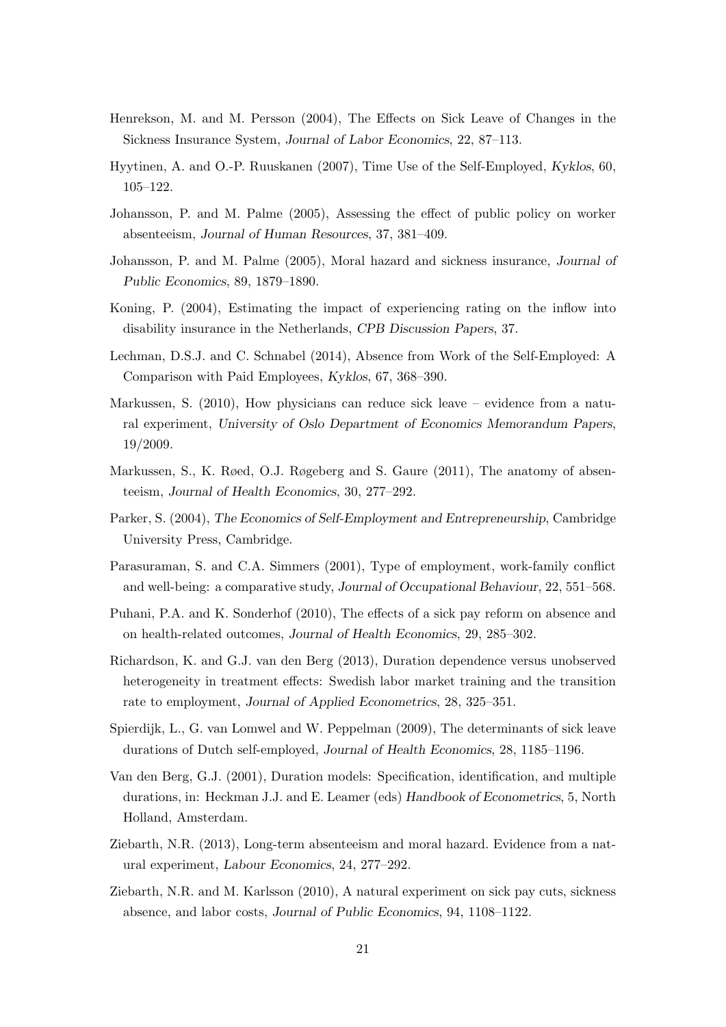Henrekson, M. and M. Persson (2004), The Effects on Sick Leave of Changes in the Sickness Insurance System, *Journal of Labor Economics*, 22, 87–113.

Hyytinen, A. and O.-P. Ruuskanen (2007), Time Use of the Self-Employed, *Kyklos*, 60, 105–122.

Johansson, P. and M. Palme (2005), Assessing the effect of public policy on worker absenteeism, *Journal of Human Resources*, 37, 381–409.

Johansson, P. and M. Palme (2005), Moral hazard and sickness insurance, *Journal of Public Economics*, 89, 1879–1890.

Koning, P. (2004), Estimating the impact of experiencing rating on the inflow into disability insurance in the Netherlands, *CPB Discussion Papers*, 37.

Lechman, D.S.J. and C. Schnabel (2014), Absence from Work of the Self-Employed: A Comparison with Paid Employees, *Kyklos*, 67, 368–390.

Markussen, S. (2010), How physicians can reduce sick leave – evidence from a natural experiment, *University of Oslo Department of Economics Memorandum Papers*, 19/2009.

Markussen, S., K. Røed, O.J. Røgeberg and S. Gaure (2011), The anatomy of absenteeism, *Journal of Health Economics*, 30, 277–292.

Parker, S. (2004), *The Economics of Self-Employment and Entrepreneurship*, Cambridge University Press, Cambridge.

Parasuraman, S. and C.A. Simmers (2001), Type of employment, work-family conflict and well-being: a comparative study, *Journal of Occupational Behaviour*, 22, 551–568.

Puhani, P.A. and K. Sonderhof (2010), The effects of a sick pay reform on absence and on health-related outcomes, *Journal of Health Economics*, 29, 285–302.

Richardson, K. and G.J. van den Berg (2013), Duration dependence versus unobserved heterogeneity in treatment effects: Swedish labor market training and the transition rate to employment, *Journal of Applied Econometrics*, 28, 325–351.

Spierdijk, L., G. van Lomwel and W. Peppelman (2009), The determinants of sick leave durations of Dutch self-employed, *Journal of Health Economics*, 28, 1185–1196.

Van den Berg, G.J. (2001), Duration models: Specification, identification, and multiple durations, in: Heckman J.J. and E. Leamer (eds) *Handbook of Econometrics*, 5, North Holland, Amsterdam.

Ziebarth, N.R. (2013), Long-term absenteeism and moral hazard. Evidence from a natural experiment, *Labour Economics*, 24, 277–292.

Ziebarth, N.R. and M. Karlsson (2010), A natural experiment on sick pay cuts, sickness absence, and labor costs, *Journal of Public Economics*, 94, 1108–1122.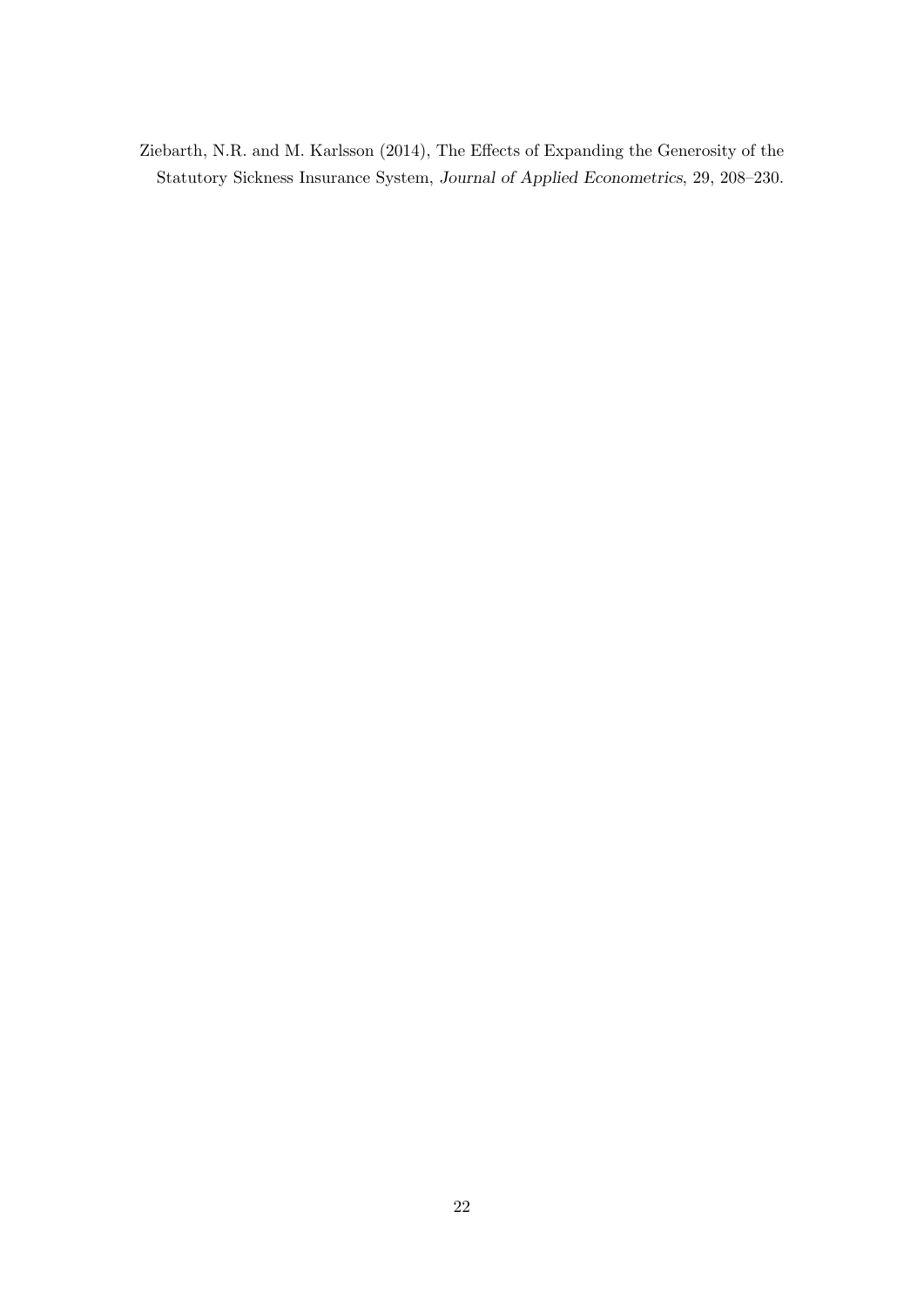Ziebarth, N.R. and M. Karlsson (2014), The Effects of Expanding the Generosity of the Statutory Sickness Insurance System, *Journal of Applied Econometrics*, 29, 208–230.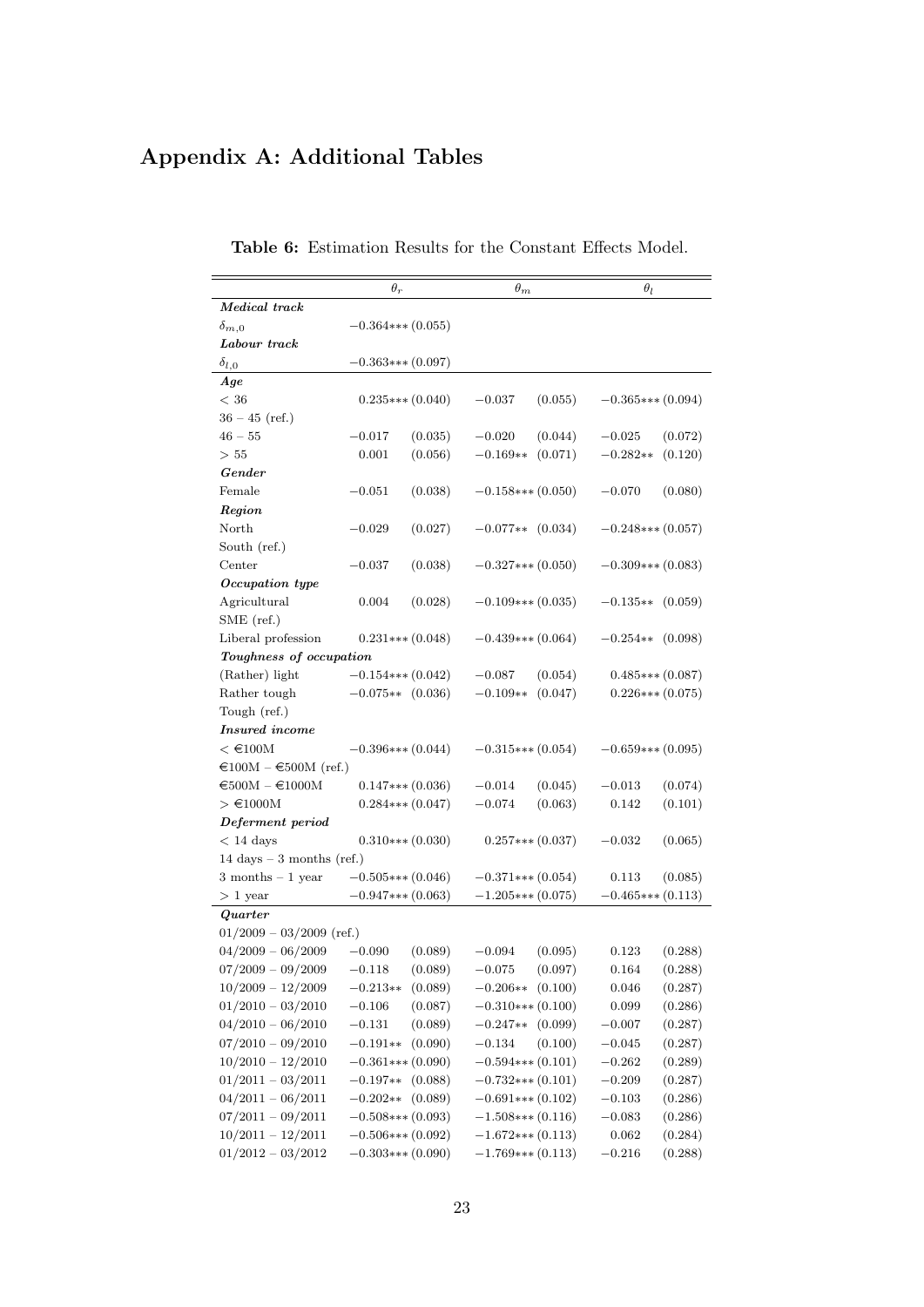## Appendix A: Additional Tables

**Table 6:** Estimation Results for the Constant Effects Model.

| | $\theta_r$ | | $\theta_m$ | | $\theta_l$ | |
|---|---|---|---|---|---|---|
| ***Medical track*** | | | | | | |
| $\delta_{m,0}$ | $-0.364$*** | (0.055) | | | | |
| ***Labour track*** | | | | | | |
| $\delta_{l,0}$ | $-0.363$*** | (0.097) | | | | |
| ***Age*** | | | | | | |
| $< 36$ | 0.235*** | (0.040) | $-0.037$ | (0.055) | $-0.365$*** | (0.094) |
| $36 - 45$ (ref.) | | | | | | |
| $46 - 55$ | $-0.017$ | (0.035) | $-0.020$ | (0.044) | $-0.025$ | (0.072) |
| $> 55$ | 0.001 | (0.056) | $-0.169$** | (0.071) | $-0.282$** | (0.120) |
| ***Gender*** | | | | | | |
| Female | $-0.051$ | (0.038) | $-0.158$*** | (0.050) | $-0.070$ | (0.080) |
| ***Region*** | | | | | | |
| North | $-0.029$ | (0.027) | $-0.077$** | (0.034) | $-0.248$*** | (0.057) |
| South (ref.) | | | | | | |
| Center | $-0.037$ | (0.038) | $-0.327$*** | (0.050) | $-0.309$*** | (0.083) |
| ***Occupation type*** | | | | | | |
| Agricultural | 0.004 | (0.028) | $-0.109$*** | (0.035) | $-0.135$** | (0.059) |
| SME (ref.) | | | | | | |
| Liberal profession | 0.231*** | (0.048) | $-0.439$*** | (0.064) | $-0.254$** | (0.098) |
| ***Toughness of occupation*** | | | | | | |
| (Rather) light | $-0.154$*** | (0.042) | $-0.087$ | (0.054) | 0.485*** | (0.087) |
| Rather tough | $-0.075$** | (0.036) | $-0.109$** | (0.047) | 0.226*** | (0.075) |
| Tough (ref.) | | | | | | |
| ***Insured income*** | | | | | | |
| $<$ €100M | $-0.396$*** | (0.044) | $-0.315$*** | (0.054) | $-0.659$*** | (0.095) |
| €100M – €500M (ref.) | | | | | | |
| €500M – €1000M | 0.147*** | (0.036) | $-0.014$ | (0.045) | $-0.013$ | (0.074) |
| $>$ €1000M | 0.284*** | (0.047) | $-0.074$ | (0.063) | 0.142 | (0.101) |
| ***Deferment period*** | | | | | | |
| $< 14$ days | 0.310*** | (0.030) | 0.257*** | (0.037) | $-0.032$ | (0.065) |
| 14 days – 3 months (ref.) | | | | | | |
| 3 months – 1 year | $-0.505$*** | (0.046) | $-0.371$*** | (0.054) | 0.113 | (0.085) |
| $> 1$ year | $-0.947$*** | (0.063) | $-1.205$*** | (0.075) | $-0.465$*** | (0.113) |
| ***Quarter*** | | | | | | |
| 01/2009 – 03/2009 (ref.) | | | | | | |
| 04/2009 – 06/2009 | $-0.090$ | (0.089) | $-0.094$ | (0.095) | 0.123 | (0.288) |
| 07/2009 – 09/2009 | $-0.118$ | (0.089) | $-0.075$ | (0.097) | 0.164 | (0.288) |
| 10/2009 – 12/2009 | $-0.213$** | (0.089) | $-0.206$** | (0.100) | 0.046 | (0.287) |
| 01/2010 – 03/2010 | $-0.106$ | (0.087) | $-0.310$*** | (0.100) | 0.099 | (0.286) |
| 04/2010 – 06/2010 | $-0.131$ | (0.089) | $-0.247$** | (0.099) | $-0.007$ | (0.287) |
| 07/2010 – 09/2010 | $-0.191$** | (0.090) | $-0.134$ | (0.100) | $-0.045$ | (0.287) |
| 10/2010 – 12/2010 | $-0.361$*** | (0.090) | $-0.594$*** | (0.101) | $-0.262$ | (0.289) |
| 01/2011 – 03/2011 | $-0.197$** | (0.088) | $-0.732$*** | (0.101) | $-0.209$ | (0.287) |
| 04/2011 – 06/2011 | $-0.202$** | (0.089) | $-0.691$*** | (0.102) | $-0.103$ | (0.286) |
| 07/2011 – 09/2011 | $-0.508$*** | (0.093) | $-1.508$*** | (0.116) | $-0.083$ | (0.286) |
| 10/2011 – 12/2011 | $-0.506$*** | (0.092) | $-1.672$*** | (0.113) | 0.062 | (0.284) |
| 01/2012 – 03/2012 | $-0.303$*** | (0.090) | $-1.769$*** | (0.113) | $-0.216$ | (0.288) |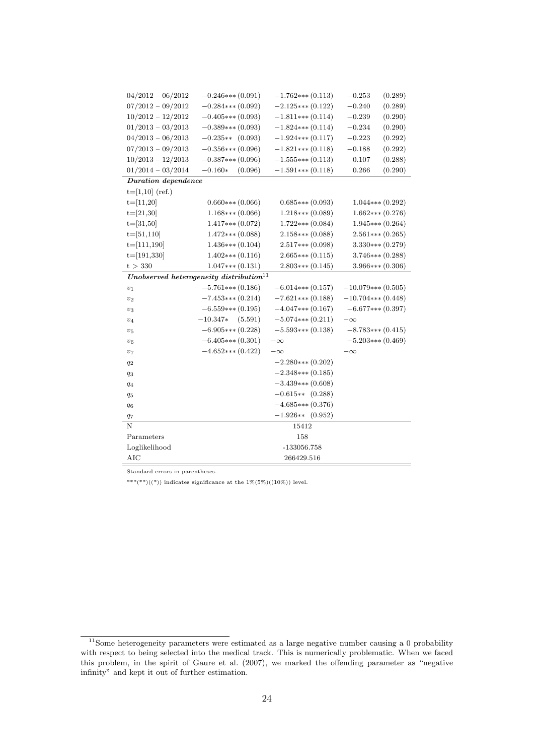| | | | |
|---|---|---|---|
| $04/2012-06/2012$ | $-0.246$*** (0.091) | $-1.762$*** (0.113) | $-0.253$ (0.289) |
| $07/2012-09/2012$ | $-0.284$*** (0.092) | $-2.125$*** (0.122) | $-0.240$ (0.289) |
| $10/2012-12/2012$ | $-0.405$*** (0.093) | $-1.811$*** (0.114) | $-0.239$ (0.290) |
| $01/2013-03/2013$ | $-0.389$*** (0.093) | $-1.824$*** (0.114) | $-0.234$ (0.290) |
| $04/2013-06/2013$ | $-0.235$** (0.093) | $-1.924$*** (0.117) | $-0.223$ (0.292) |
| $07/2013-09/2013$ | $-0.356$*** (0.096) | $-1.821$*** (0.118) | $-0.188$ (0.292) |
| $10/2013-12/2013$ | $-0.387$*** (0.096) | $-1.555$*** (0.113) | 0.107 (0.288) |
| $01/2014-03/2014$ | $-0.160$* (0.096) | $-1.591$*** (0.118) | 0.266 (0.290) |
| ***Duration dependence*** | | | |
| t=[1,10] (ref.) | | | |
| t=[11,20] | 0.660*** (0.066) | 0.685*** (0.093) | 1.044*** (0.292) |
| t=[21,30] | 1.168*** (0.066) | 1.218*** (0.089) | 1.662*** (0.276) |
| t=[31,50] | 1.417*** (0.072) | 1.722*** (0.084) | 1.945*** (0.264) |
| t=[51,110] | 1.472*** (0.088) | 2.158*** (0.088) | 2.561*** (0.265) |
| t=[111,190] | 1.436*** (0.104) | 2.517*** (0.098) | 3.330*** (0.279) |
| t=[191,330] | 1.402*** (0.116) | 2.665*** (0.115) | 3.746*** (0.288) |
| t > 330 | 1.047*** (0.131) | 2.803*** (0.145) | 3.966*** (0.306) |
| ***Unobserved heterogeneity distribution***[11] | | | |
| $v_1$ | $-5.761$*** (0.186) | $-6.014$*** (0.157) | $-10.079$*** (0.505) |
| $v_2$ | $-7.453$*** (0.214) | $-7.621$*** (0.188) | $-10.704$*** (0.448) |
| $v_3$ | $-6.559$*** (0.195) | $-4.047$*** (0.167) | $-6.677$*** (0.397) |
| $v_4$ | $-10.347$* (5.591) | $-5.074$*** (0.211) | $-\infty$ |
| $v_5$ | $-6.905$*** (0.228) | $-5.593$*** (0.138) | $-8.783$*** (0.415) |
| $v_6$ | $-6.405$*** (0.301) | $-\infty$ | $-5.203$*** (0.469) |
| $v_7$ | $-4.652$*** (0.422) | $-\infty$ | $-\infty$ |
| $q_2$ | | $-2.280$*** (0.202) | |
| $q_3$ | | $-2.348$*** (0.185) | |
| $q_4$ | | $-3.439$*** (0.608) | |
| $q_5$ | | $-0.615$** (0.288) | |
| $q_6$ | | $-4.685$*** (0.376) | |
| $q_7$ | | $-1.926$** (0.952) | |
| N | | 15412 | |
| Parameters | | 158 | |
| Loglikelihood | | -133056.758 | |
| AIC | | 266429.516 | |

Standard errors in parentheses.

***(**)((*)) indicates significance at the 1%(5%)((10%)) level.

[11] Some heterogeneity parameters were estimated as a large negative number causing a 0 probability with respect to being selected into the medical track. This is numerically problematic. When we faced this problem, in the spirit of Gaure et al. (2007), we marked the offending parameter as "negative infinity" and kept it out of further estimation.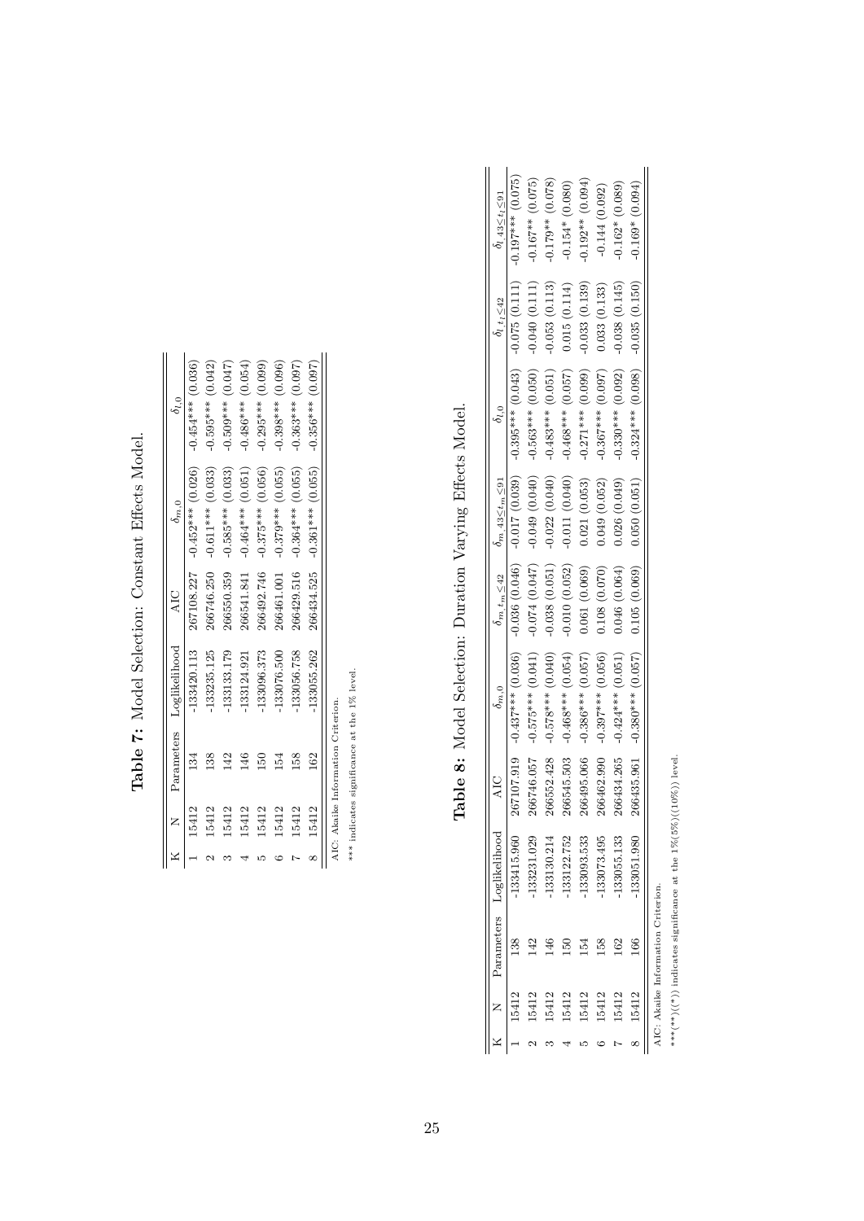**Table 7:** Model Selection: Constant Effects Model.

| K | N | Parameters | Loglikelihood | AIC | $\delta_{m,0}$ | $\delta_{l,0}$ |
|---|---|---|---|---|---|---|
| 1 | 15412 | 134 | -133420.113 | 267108.227 | -0.452*** (0.026) | -0.454*** (0.036) |
| 2 | 15412 | 138 | -133235.125 | 266746.250 | -0.611*** (0.033) | -0.595*** (0.042) |
| 3 | 15412 | 142 | -133133.179 | 266550.359 | -0.585*** (0.033) | -0.509*** (0.047) |
| 4 | 15412 | 146 | -133124.921 | 266541.841 | -0.464*** (0.051) | -0.486*** (0.054) |
| 5 | 15412 | 150 | -133096.373 | 266492.746 | -0.375*** (0.056) | -0.295*** (0.099) |
| 6 | 15412 | 154 | -133076.500 | 266461.001 | -0.379*** (0.055) | -0.398*** (0.096) |
| 7 | 15412 | 158 | -133056.758 | 266429.516 | -0.364*** (0.055) | -0.363*** (0.097) |
| 8 | 15412 | 162 | -133055.262 | 266434.525 | -0.361*** (0.055) | -0.356*** (0.097) |

AIC: Akaike Information Criterion.

*** indicates significance at the 1% level.

**Table 8:** Model Selection: Duration Varying Effects Model.

| K | N | Parameters | Loglikelihood | AIC | $\delta_{m,0}$ | $\delta_{m,t_m\leq 42}$ | $\delta_{m,43\leq t_m\leq 91}$ | $\delta_{l,0}$ | $\delta_{l,t_l\leq 42}$ | $\delta_{l,43\leq t_l\leq 91}$ |
|---|---|---|---|---|---|---|---|---|---|---|
| 1 | 15412 | 138 | -133415.960 | 267107.919 | -0.437*** (0.036) | -0.036 (0.046) | -0.017 (0.039) | -0.395*** (0.043) | -0.075 (0.111) | -0.197*** (0.075) |
| 2 | 15412 | 142 | -133231.029 | 266746.057 | -0.575*** (0.041) | -0.074 (0.047) | -0.049 (0.040) | -0.563*** (0.050) | -0.040 (0.111) | -0.167** (0.075) |
| 3 | 15412 | 146 | -133130.214 | 266552.428 | -0.578*** (0.040) | -0.038 (0.051) | -0.022 (0.040) | -0.483*** (0.051) | -0.053 (0.113) | -0.179** (0.078) |
| 4 | 15412 | 150 | -133122.752 | 266545.503 | -0.468*** (0.054) | -0.010 (0.052) | -0.011 (0.040) | -0.468*** (0.057) | 0.015 (0.114) | -0.154* (0.080) |
| 5 | 15412 | 154 | -133093.533 | 266495.066 | -0.386*** (0.057) | 0.061 (0.069) | 0.021 (0.053) | -0.271*** (0.099) | -0.033 (0.139) | -0.192** (0.094) |
| 6 | 15412 | 158 | -133073.495 | 266462.990 | -0.397*** (0.056) | 0.108 (0.070) | 0.049 (0.052) | -0.367*** (0.097) | 0.033 (0.133) | -0.144 (0.092) |
| 7 | 15412 | 162 | -133055.133 | 266434.265 | -0.424*** (0.051) | 0.046 (0.064) | 0.026 (0.049) | -0.330*** (0.092) | -0.038 (0.145) | -0.162* (0.089) |
| 8 | 15412 | 166 | -133051.980 | 266435.961 | -0.380*** (0.057) | 0.105 (0.069) | 0.050 (0.051) | -0.324*** (0.098) | -0.035 (0.150) | -0.169* (0.094) |

AIC: Akaike Information Criterion.

***(**)((*)) indicates significance at the 1%(5%)((10%)) level.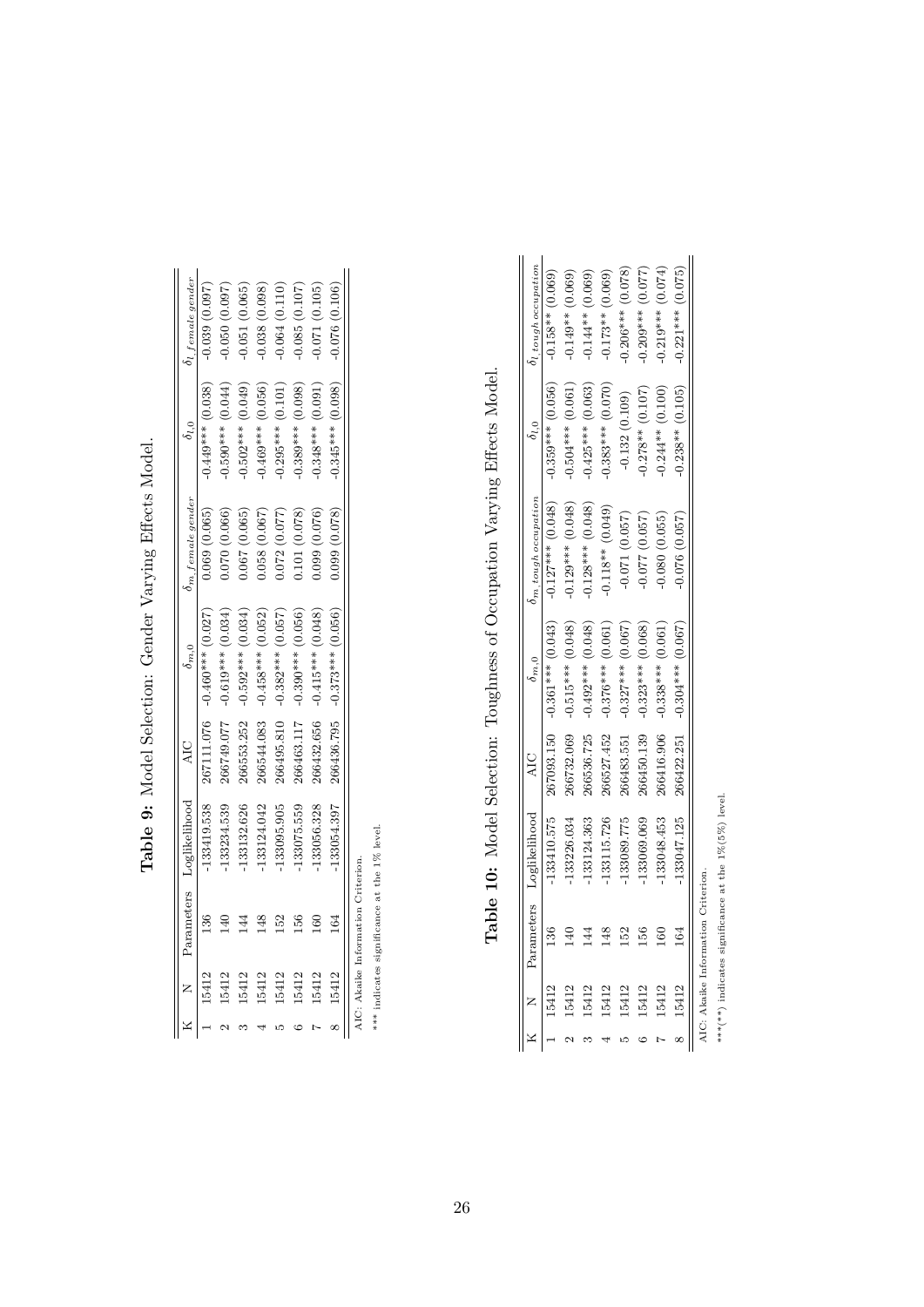**Table 9:** Model Selection: Gender Varying Effects Model.

| K | N | Parameters | Loglikelihood | AIC | $\delta_{m,0}$ | $\delta_{m,female\,gender}$ | $\delta_{l,0}$ | $\delta_{l,female\,gender}$ |
|---|---|---|---|---|---|---|---|---|
| 1 | 15412 | 136 | -133419.538 | 267111.076 | -0.460*** (0.027) | 0.069 (0.065) | -0.449*** (0.038) | -0.039 (0.097) |
| 2 | 15412 | 140 | -133234.539 | 266749.077 | -0.619*** (0.034) | 0.070 (0.066) | -0.590*** (0.044) | -0.050 (0.097) |
| 3 | 15412 | 144 | -133132.626 | 266553.252 | -0.592*** (0.034) | 0.067 (0.065) | -0.502*** (0.049) | -0.051 (0.065) |
| 4 | 15412 | 148 | -133124.042 | 266544.083 | -0.458*** (0.052) | 0.058 (0.067) | -0.469*** (0.056) | -0.038 (0.098) |
| 5 | 15412 | 152 | -133095.905 | 266495.810 | -0.382*** (0.057) | 0.072 (0.077) | -0.295*** (0.101) | -0.064 (0.110) |
| 6 | 15412 | 156 | -133075.559 | 266463.117 | -0.390*** (0.056) | 0.101 (0.078) | -0.389*** (0.098) | -0.085 (0.107) |
| 7 | 15412 | 160 | -133056.328 | 266432.656 | -0.415*** (0.048) | 0.099 (0.076) | -0.348*** (0.091) | -0.071 (0.105) |
| 8 | 15412 | 164 | -133054.397 | 266436.795 | -0.373*** (0.056) | 0.099 (0.078) | -0.345*** (0.098) | -0.076 (0.106) |

AIC: Akaike Information Criterion.

*** indicates significance at the 1% level.

**Table 10:** Model Selection: Toughness of Occupation Varying Effects Model.

| K | N | Parameters | Loglikelihood | AIC | $\delta_{m,0}$ | $\delta_{m,tough\,occupation}$ | $\delta_{l,0}$ | $\delta_{l,tough\,occupation}$ |
|---|---|---|---|---|---|---|---|---|
| 1 | 15412 | 136 | -133410.575 | 267093.150 | -0.361*** (0.043) | -0.127*** (0.048) | -0.359*** (0.056) | -0.158** (0.069) |
| 2 | 15412 | 140 | -133226.034 | 266732.069 | -0.515*** (0.048) | -0.129*** (0.048) | -0.504*** (0.061) | -0.149** (0.069) |
| 3 | 15412 | 144 | -133124.363 | 266536.725 | -0.492*** (0.048) | -0.128*** (0.048) | -0.425*** (0.063) | -0.144** (0.069) |
| 4 | 15412 | 148 | -133115.726 | 266527.452 | -0.376*** (0.061) | -0.118** (0.049) | -0.383*** (0.070) | -0.173** (0.069) |
| 5 | 15412 | 152 | -133089.775 | 266483.551 | -0.327*** (0.067) | -0.071 (0.057) | -0.132 (0.109) | -0.206*** (0.078) |
| 6 | 15412 | 156 | -133069.069 | 266450.139 | -0.323*** (0.068) | -0.077 (0.057) | -0.278** (0.107) | -0.209*** (0.077) |
| 7 | 15412 | 160 | -133048.453 | 266416.906 | -0.338*** (0.061) | -0.080 (0.055) | -0.244** (0.100) | -0.219*** (0.074) |
| 8 | 15412 | 164 | -133047.125 | 266422.251 | -0.304*** (0.067) | -0.076 (0.057) | -0.238** (0.105) | -0.221*** (0.075) |

AIC: Akaike Information Criterion.

***(**) indicates significance at the 1%(5%) level.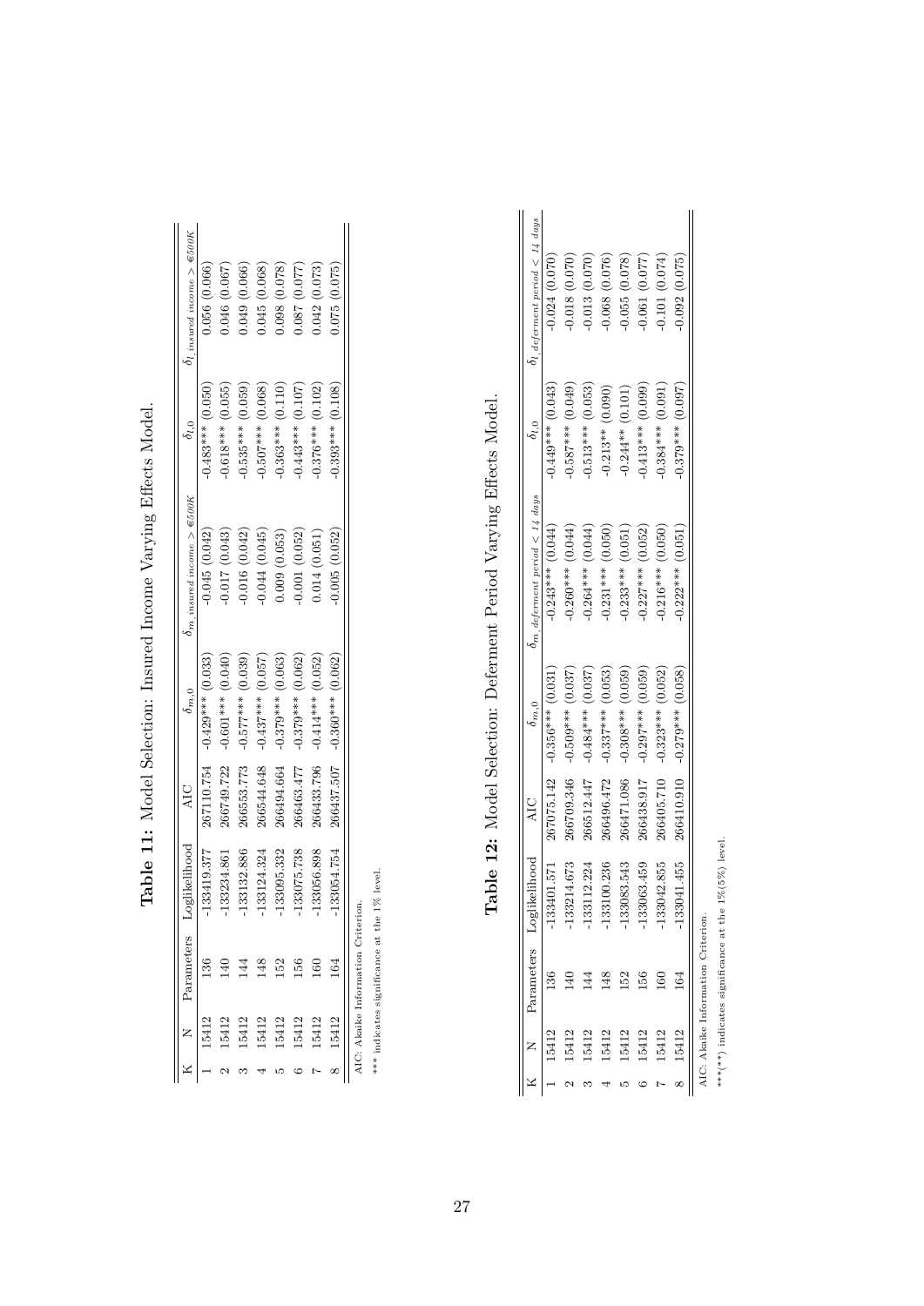**Table 11:** Model Selection: Insured Income Varying Effects Model.

| K | N | Parameters | Loglikelihood | AIC | $\delta_{m,0}$ | $\delta_{m,\,insured\ income\ >\ €500K}$ | $\delta_{l,0}$ | $\delta_{l,\,insured\ income\ >\ €500K}$ |
|---|---|---|---|---|---|---|---|---|
| 1 | 15412 | 136 | -133419.377 | 267110.754 | -0.429*** (0.033) | -0.045 (0.042) | -0.483*** (0.050) | 0.056 (0.066) |
| 2 | 15412 | 140 | -133234.861 | 266749.722 | -0.601*** (0.040) | -0.017 (0.043) | -0.618*** (0.055) | 0.046 (0.067) |
| 3 | 15412 | 144 | -133132.886 | 266553.773 | -0.577*** (0.039) | -0.016 (0.042) | -0.535*** (0.059) | 0.049 (0.066) |
| 4 | 15412 | 148 | -133124.324 | 266544.648 | -0.437*** (0.057) | -0.044 (0.045) | -0.507*** (0.068) | 0.045 (0.068) |
| 5 | 15412 | 152 | -133095.332 | 266494.664 | -0.379*** (0.063) | 0.009 (0.053) | -0.363*** (0.110) | 0.098 (0.078) |
| 6 | 15412 | 156 | -133075.738 | 266463.477 | -0.379*** (0.062) | -0.001 (0.052) | -0.443*** (0.107) | 0.087 (0.077) |
| 7 | 15412 | 160 | -133056.898 | 266433.796 | -0.414*** (0.052) | 0.014 (0.051) | -0.376*** (0.102) | 0.042 (0.073) |
| 8 | 15412 | 164 | -133054.754 | 266437.507 | -0.360*** (0.062) | -0.005 (0.052) | -0.393*** (0.108) | 0.075 (0.075) |

AIC: Akaike Information Criterion.
*** indicates significance at the 1% level.

**Table 12:** Model Selection: Deferment Period Varying Effects Model.

| K | N | Parameters | Loglikelihood | AIC | $\delta_{m,0}$ | $\delta_{m,\,deferment\ period\ <\ 14\ days}$ | $\delta_{l,0}$ | $\delta_{l,\,deferment\ period\ <\ 14\ days}$ |
|---|---|---|---|---|---|---|---|---|
| 1 | 15412 | 136 | -133401.571 | 267075.142 | -0.356*** (0.031) | -0.243*** (0.044) | -0.449*** (0.043) | -0.024 (0.070) |
| 2 | 15412 | 140 | -133214.673 | 266709.346 | -0.509*** (0.037) | -0.260*** (0.044) | -0.587*** (0.049) | -0.018 (0.070) |
| 3 | 15412 | 144 | -133112.224 | 266512.447 | -0.484*** (0.037) | -0.264*** (0.044) | -0.513*** (0.053) | -0.013 (0.070) |
| 4 | 15412 | 148 | -133100.236 | 266496.472 | -0.337*** (0.053) | -0.231*** (0.050) | -0.213** (0.090) | -0.068 (0.076) |
| 5 | 15412 | 152 | -133083.543 | 266471.086 | -0.308*** (0.059) | -0.233*** (0.051) | -0.244** (0.101) | -0.055 (0.078) |
| 6 | 15412 | 156 | -133063.459 | 266438.917 | -0.297*** (0.059) | -0.227*** (0.052) | -0.413*** (0.099) | -0.061 (0.077) |
| 7 | 15412 | 160 | -133042.855 | 266405.710 | -0.323*** (0.052) | -0.216*** (0.050) | -0.384*** (0.091) | -0.101 (0.074) |
| 8 | 15412 | 164 | -133041.455 | 266410.910 | -0.279*** (0.058) | -0.222*** (0.051) | -0.379*** (0.097) | -0.092 (0.075) |

AIC: Akaike Information Criterion.
***(**) indicates significance at the 1%(5%) level.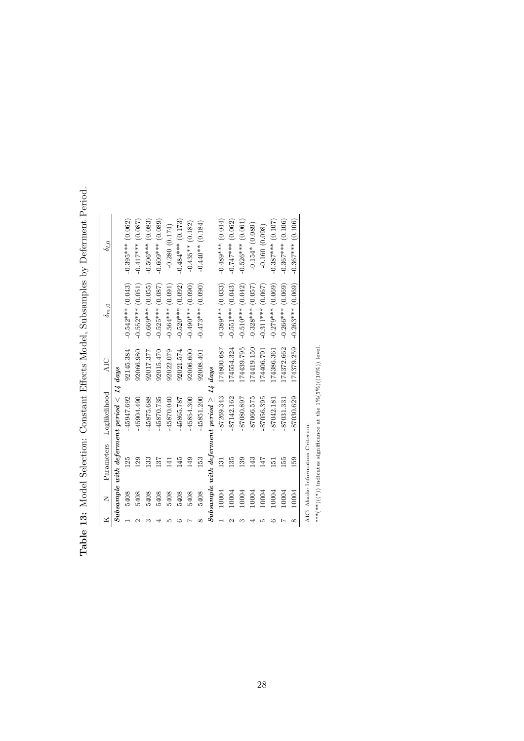**Table 13:** Model Selection: Constant Effects Model, Subsamples by Deferment Period.

| K | N | Parameters | Loglikelihood | AIC | $\delta_{m,0}$ | $\delta_{l,0}$ |
|---|---|---|---|---|---|---|
| ***Subsample with deferment period < 14 days*** | | | | | | |
| 1 | 5408 | 125 | -45947.692 | 92145.384 | -0.542*** (0.043) | -0.395*** (0.062) |
| 2 | 5408 | 129 | -45904.490 | 92066.980 | -0.552*** (0.051) | -0.417*** (0.087) |
| 3 | 5408 | 133 | -45875.688 | 92017.377 | -0.669*** (0.055) | -0.506*** (0.083) |
| 4 | 5408 | 137 | -45870.735 | 92015.470 | -0.525*** (0.087) | -0.609*** (0.089) |
| 5 | 5408 | 141 | -45870.040 | 92022.079 | -0.564*** (0.091) | -0.280 (0.174) |
| 6 | 5408 | 145 | -45865.787 | 92021.574 | -0.520*** (0.092) | -0.484*** (0.173) |
| 7 | 5408 | 149 | -45854.300 | 92006.600 | -0.490*** (0.090) | -0.435** (0.182) |
| 8 | 5408 | 153 | -45851.200 | 92008.401 | -0.473*** (0.090) | -0.440** (0.184) |
| ***Subsample with deferment period ≥ 14 days*** | | | | | | |
| 1 | 10004 | 131 | -87269.343 | 174800.687 | -0.389*** (0.033) | -0.489*** (0.044) |
| 2 | 10004 | 135 | -87142.162 | 174554.324 | -0.551*** (0.043) | -0.747*** (0.062) |
| 3 | 10004 | 139 | -87080.897 | 174439.795 | -0.510*** (0.042) | -0.526*** (0.061) |
| 4 | 10004 | 143 | -87066.575 | 174419.150 | -0.328*** (0.057) | -0.154* (0.089) |
| 5 | 10004 | 147 | -87056.395 | 174406.791 | -0.311*** (0.067) | -0.160 (0.098) |
| 6 | 10004 | 151 | -87042.181 | 174386.361 | -0.279*** (0.069) | -0.387*** (0.107) |
| 7 | 10004 | 155 | -87031.331 | 174372.662 | -0.266*** (0.069) | -0.367*** (0.106) |
| 8 | 10004 | 159 | -87030.629 | 174379.259 | -0.263*** (0.069) | -0.367*** (0.106) |

AIC: Akaike Information Criterion.

\*\*\*(\*\*)((\*)) indicates significance at the 1%(5%)((10%)) level.